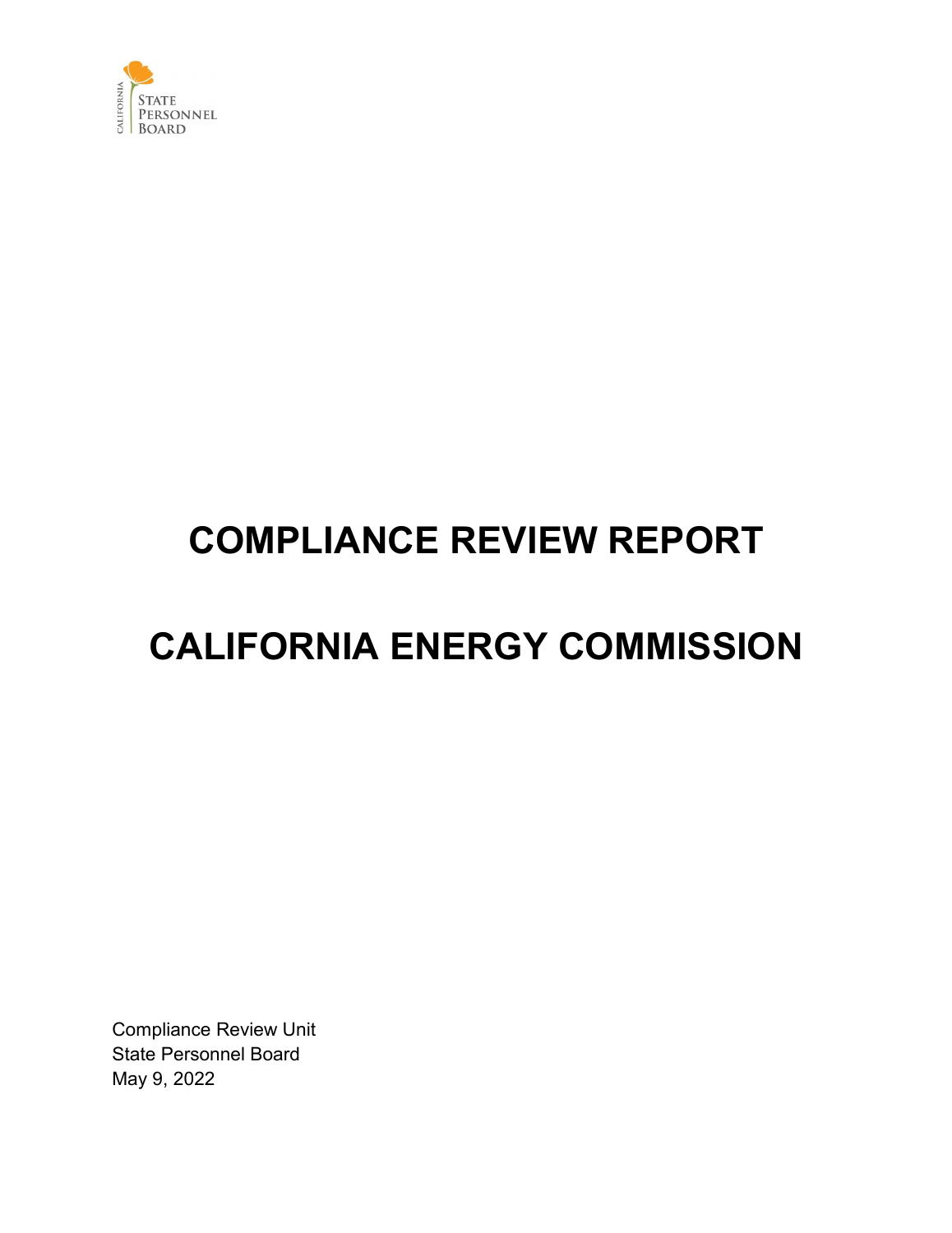CALIFORNIA STATE PERSONNEL BOARD

# COMPLIANCE REVIEW REPORT

# CALIFORNIA ENERGY COMMISSION

Compliance Review Unit
State Personnel Board
May 9, 2022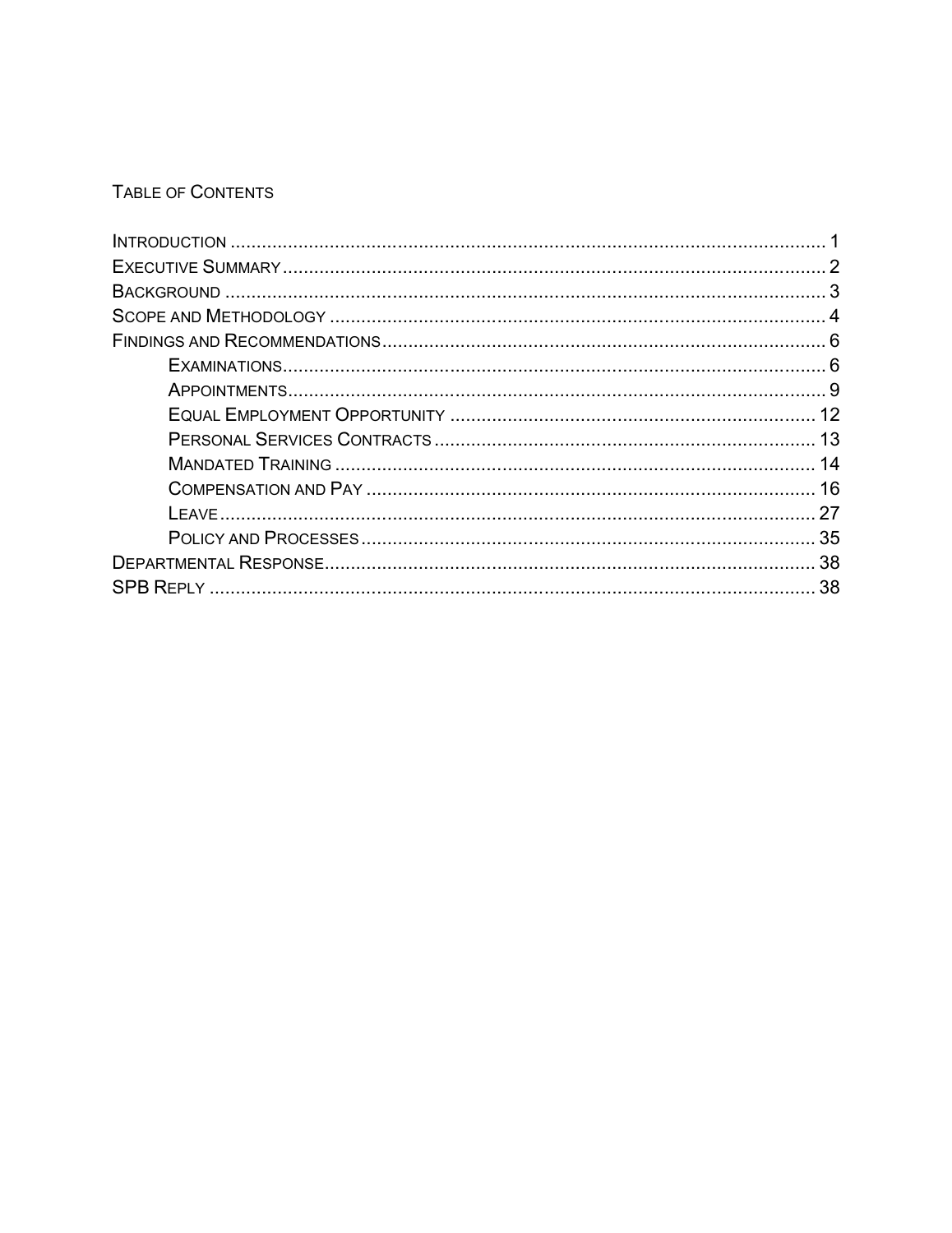# Table of Contents

- Introduction ..... 1
- Executive Summary ..... 2
- Background ..... 3
- Scope and Methodology ..... 4
- Findings and Recommendations ..... 6
  - Examinations ..... 6
  - Appointments ..... 9
  - Equal Employment Opportunity ..... 12
  - Personal Services Contracts ..... 13
  - Mandated Training ..... 14
  - Compensation and Pay ..... 16
  - Leave ..... 27
  - Policy and Processes ..... 35
- Departmental Response ..... 38
- SPB Reply ..... 38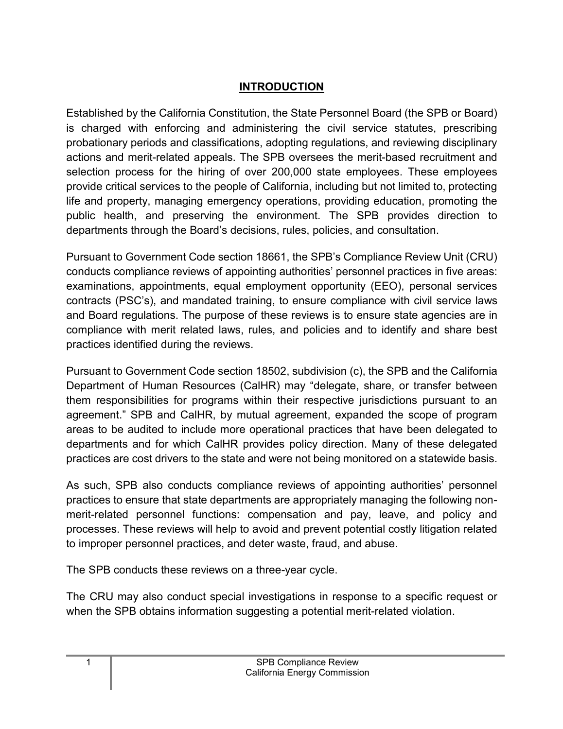# INTRODUCTION

Established by the California Constitution, the State Personnel Board (the SPB or Board) is charged with enforcing and administering the civil service statutes, prescribing probationary periods and classifications, adopting regulations, and reviewing disciplinary actions and merit-related appeals. The SPB oversees the merit-based recruitment and selection process for the hiring of over 200,000 state employees. These employees provide critical services to the people of California, including but not limited to, protecting life and property, managing emergency operations, providing education, promoting the public health, and preserving the environment. The SPB provides direction to departments through the Board's decisions, rules, policies, and consultation.

Pursuant to Government Code section 18661, the SPB's Compliance Review Unit (CRU) conducts compliance reviews of appointing authorities' personnel practices in five areas: examinations, appointments, equal employment opportunity (EEO), personal services contracts (PSC's), and mandated training, to ensure compliance with civil service laws and Board regulations. The purpose of these reviews is to ensure state agencies are in compliance with merit related laws, rules, and policies and to identify and share best practices identified during the reviews.

Pursuant to Government Code section 18502, subdivision (c), the SPB and the California Department of Human Resources (CalHR) may "delegate, share, or transfer between them responsibilities for programs within their respective jurisdictions pursuant to an agreement." SPB and CalHR, by mutual agreement, expanded the scope of program areas to be audited to include more operational practices that have been delegated to departments and for which CalHR provides policy direction. Many of these delegated practices are cost drivers to the state and were not being monitored on a statewide basis.

As such, SPB also conducts compliance reviews of appointing authorities' personnel practices to ensure that state departments are appropriately managing the following non-merit-related personnel functions: compensation and pay, leave, and policy and processes. These reviews will help to avoid and prevent potential costly litigation related to improper personnel practices, and deter waste, fraud, and abuse.

The SPB conducts these reviews on a three-year cycle.

The CRU may also conduct special investigations in response to a specific request or when the SPB obtains information suggesting a potential merit-related violation.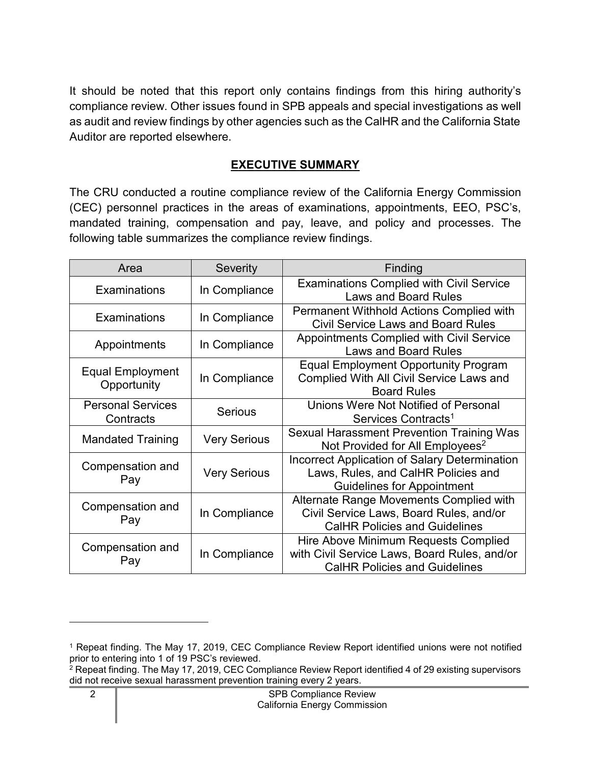It should be noted that this report only contains findings from this hiring authority's compliance review. Other issues found in SPB appeals and special investigations as well as audit and review findings by other agencies such as the CalHR and the California State Auditor are reported elsewhere.

## EXECUTIVE SUMMARY

The CRU conducted a routine compliance review of the California Energy Commission (CEC) personnel practices in the areas of examinations, appointments, EEO, PSC's, mandated training, compensation and pay, leave, and policy and processes. The following table summarizes the compliance review findings.

| Area | Severity | Finding |
|---|---|---|
| Examinations | In Compliance | Examinations Complied with Civil Service Laws and Board Rules |
| Examinations | In Compliance | Permanent Withhold Actions Complied with Civil Service Laws and Board Rules |
| Appointments | In Compliance | Appointments Complied with Civil Service Laws and Board Rules |
| Equal Employment Opportunity | In Compliance | Equal Employment Opportunity Program Complied With All Civil Service Laws and Board Rules |
| Personal Services Contracts | Serious | Unions Were Not Notified of Personal Services Contracts[1] |
| Mandated Training | Very Serious | Sexual Harassment Prevention Training Was Not Provided for All Employees[2] |
| Compensation and Pay | Very Serious | Incorrect Application of Salary Determination Laws, Rules, and CalHR Policies and Guidelines for Appointment |
| Compensation and Pay | In Compliance | Alternate Range Movements Complied with Civil Service Laws, Board Rules, and/or CalHR Policies and Guidelines |
| Compensation and Pay | In Compliance | Hire Above Minimum Requests Complied with Civil Service Laws, Board Rules, and/or CalHR Policies and Guidelines |

---

[1] Repeat finding. The May 17, 2019, CEC Compliance Review Report identified unions were not notified prior to entering into 1 of 19 PSC's reviewed.

[2] Repeat finding. The May 17, 2019, CEC Compliance Review Report identified 4 of 29 existing supervisors did not receive sexual harassment prevention training every 2 years.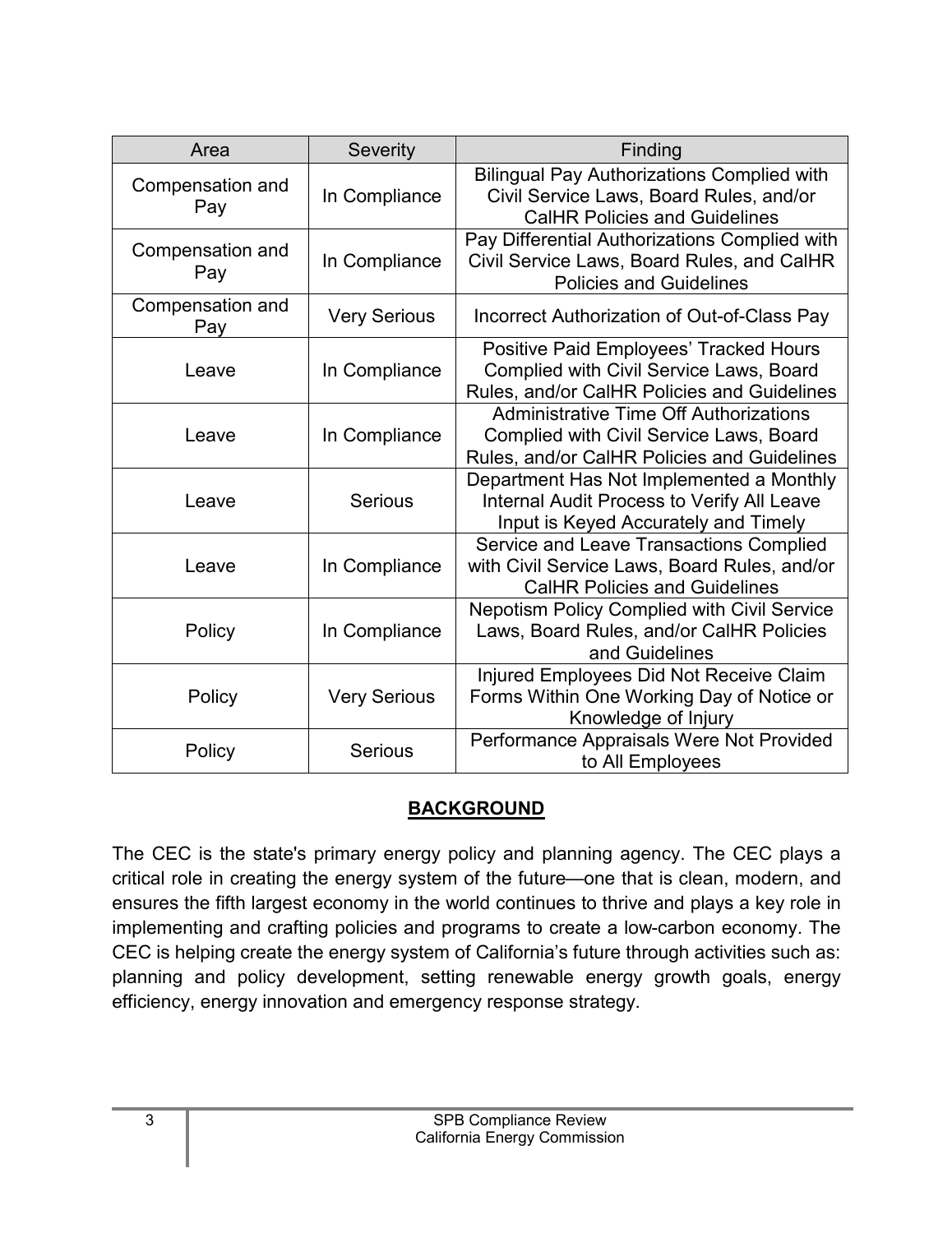| Area | Severity | Finding |
| --- | --- | --- |
| Compensation and Pay | In Compliance | Bilingual Pay Authorizations Complied with Civil Service Laws, Board Rules, and/or CalHR Policies and Guidelines |
| Compensation and Pay | In Compliance | Pay Differential Authorizations Complied with Civil Service Laws, Board Rules, and CalHR Policies and Guidelines |
| Compensation and Pay | Very Serious | Incorrect Authorization of Out-of-Class Pay |
| Leave | In Compliance | Positive Paid Employees' Tracked Hours Complied with Civil Service Laws, Board Rules, and/or CalHR Policies and Guidelines |
| Leave | In Compliance | Administrative Time Off Authorizations Complied with Civil Service Laws, Board Rules, and/or CalHR Policies and Guidelines |
| Leave | Serious | Department Has Not Implemented a Monthly Internal Audit Process to Verify All Leave Input is Keyed Accurately and Timely |
| Leave | In Compliance | Service and Leave Transactions Complied with Civil Service Laws, Board Rules, and/or CalHR Policies and Guidelines |
| Policy | In Compliance | Nepotism Policy Complied with Civil Service Laws, Board Rules, and/or CalHR Policies and Guidelines |
| Policy | Very Serious | Injured Employees Did Not Receive Claim Forms Within One Working Day of Notice or Knowledge of Injury |
| Policy | Serious | Performance Appraisals Were Not Provided to All Employees |

## BACKGROUND

The CEC is the state's primary energy policy and planning agency. The CEC plays a critical role in creating the energy system of the future—one that is clean, modern, and ensures the fifth largest economy in the world continues to thrive and plays a key role in implementing and crafting policies and programs to create a low-carbon economy. The CEC is helping create the energy system of California's future through activities such as: planning and policy development, setting renewable energy growth goals, energy efficiency, energy innovation and emergency response strategy.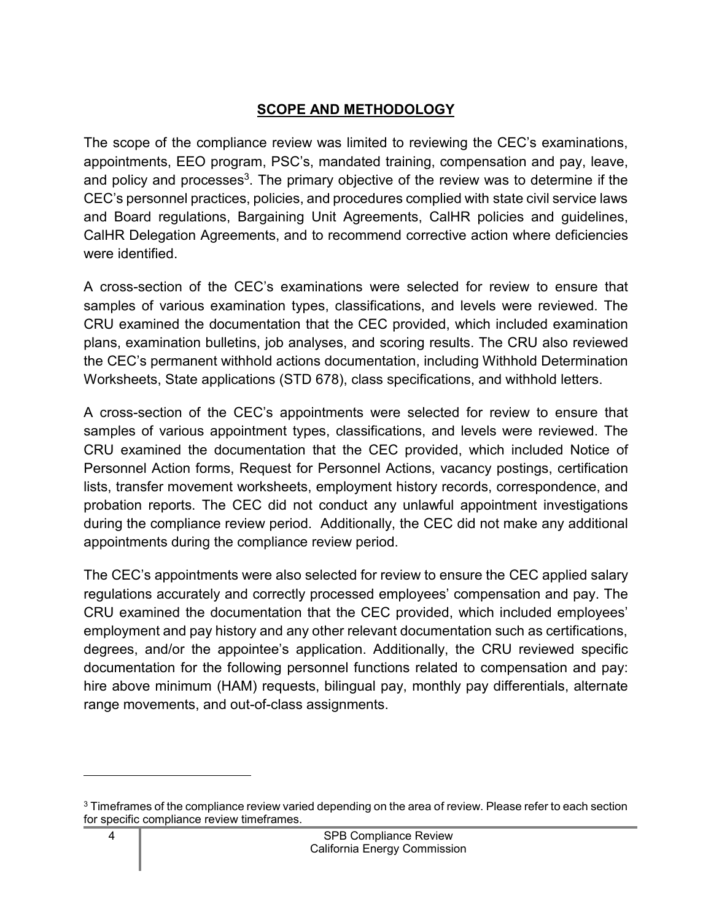## SCOPE AND METHODOLOGY

The scope of the compliance review was limited to reviewing the CEC's examinations, appointments, EEO program, PSC's, mandated training, compensation and pay, leave, and policy and processes[3]. The primary objective of the review was to determine if the CEC's personnel practices, policies, and procedures complied with state civil service laws and Board regulations, Bargaining Unit Agreements, CalHR policies and guidelines, CalHR Delegation Agreements, and to recommend corrective action where deficiencies were identified.

A cross-section of the CEC's examinations were selected for review to ensure that samples of various examination types, classifications, and levels were reviewed. The CRU examined the documentation that the CEC provided, which included examination plans, examination bulletins, job analyses, and scoring results. The CRU also reviewed the CEC's permanent withhold actions documentation, including Withhold Determination Worksheets, State applications (STD 678), class specifications, and withhold letters.

A cross-section of the CEC's appointments were selected for review to ensure that samples of various appointment types, classifications, and levels were reviewed. The CRU examined the documentation that the CEC provided, which included Notice of Personnel Action forms, Request for Personnel Actions, vacancy postings, certification lists, transfer movement worksheets, employment history records, correspondence, and probation reports. The CEC did not conduct any unlawful appointment investigations during the compliance review period. Additionally, the CEC did not make any additional appointments during the compliance review period.

The CEC's appointments were also selected for review to ensure the CEC applied salary regulations accurately and correctly processed employees' compensation and pay. The CRU examined the documentation that the CEC provided, which included employees' employment and pay history and any other relevant documentation such as certifications, degrees, and/or the appointee's application. Additionally, the CRU reviewed specific documentation for the following personnel functions related to compensation and pay: hire above minimum (HAM) requests, bilingual pay, monthly pay differentials, alternate range movements, and out-of-class assignments.

---

[3] Timeframes of the compliance review varied depending on the area of review. Please refer to each section for specific compliance review timeframes.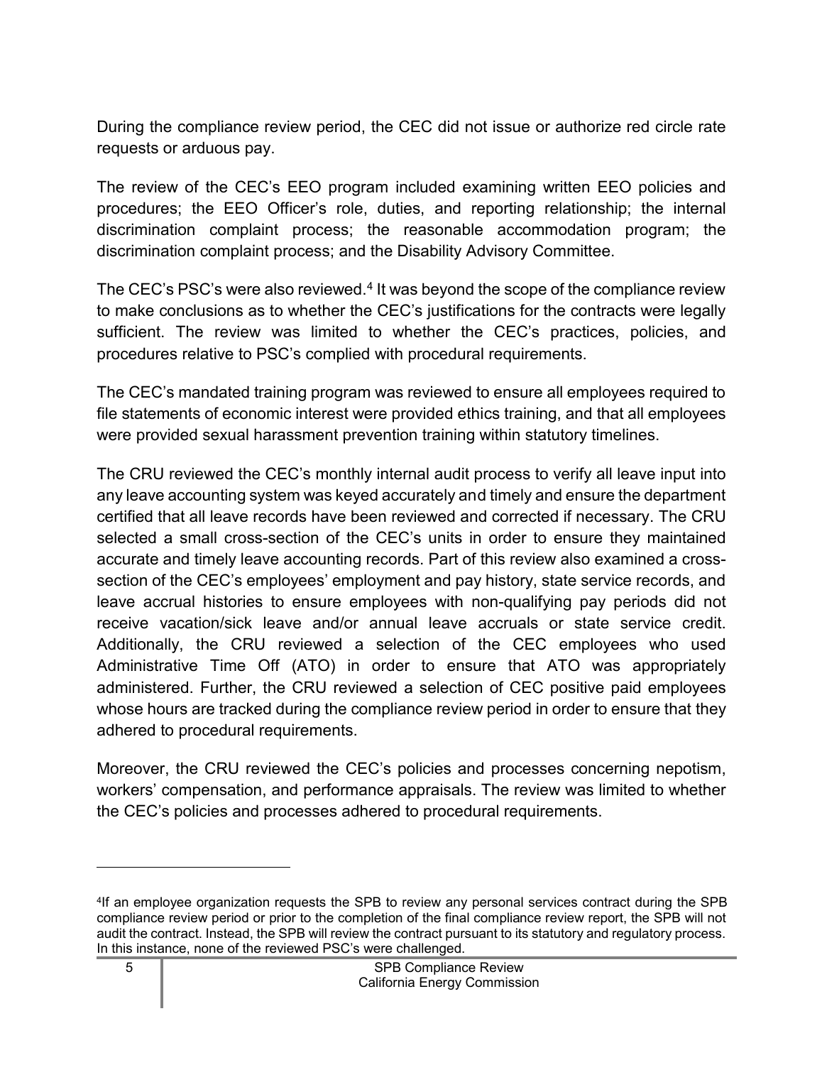During the compliance review period, the CEC did not issue or authorize red circle rate requests or arduous pay.

The review of the CEC's EEO program included examining written EEO policies and procedures; the EEO Officer's role, duties, and reporting relationship; the internal discrimination complaint process; the reasonable accommodation program; the discrimination complaint process; and the Disability Advisory Committee.

The CEC's PSC's were also reviewed.[4] It was beyond the scope of the compliance review to make conclusions as to whether the CEC's justifications for the contracts were legally sufficient. The review was limited to whether the CEC's practices, policies, and procedures relative to PSC's complied with procedural requirements.

The CEC's mandated training program was reviewed to ensure all employees required to file statements of economic interest were provided ethics training, and that all employees were provided sexual harassment prevention training within statutory timelines.

The CRU reviewed the CEC's monthly internal audit process to verify all leave input into any leave accounting system was keyed accurately and timely and ensure the department certified that all leave records have been reviewed and corrected if necessary. The CRU selected a small cross-section of the CEC's units in order to ensure they maintained accurate and timely leave accounting records. Part of this review also examined a cross-section of the CEC's employees' employment and pay history, state service records, and leave accrual histories to ensure employees with non-qualifying pay periods did not receive vacation/sick leave and/or annual leave accruals or state service credit. Additionally, the CRU reviewed a selection of the CEC employees who used Administrative Time Off (ATO) in order to ensure that ATO was appropriately administered. Further, the CRU reviewed a selection of CEC positive paid employees whose hours are tracked during the compliance review period in order to ensure that they adhered to procedural requirements.

Moreover, the CRU reviewed the CEC's policies and processes concerning nepotism, workers' compensation, and performance appraisals. The review was limited to whether the CEC's policies and processes adhered to procedural requirements.

---

[4]If an employee organization requests the SPB to review any personal services contract during the SPB compliance review period or prior to the completion of the final compliance review report, the SPB will not audit the contract. Instead, the SPB will review the contract pursuant to its statutory and regulatory process. In this instance, none of the reviewed PSC's were challenged.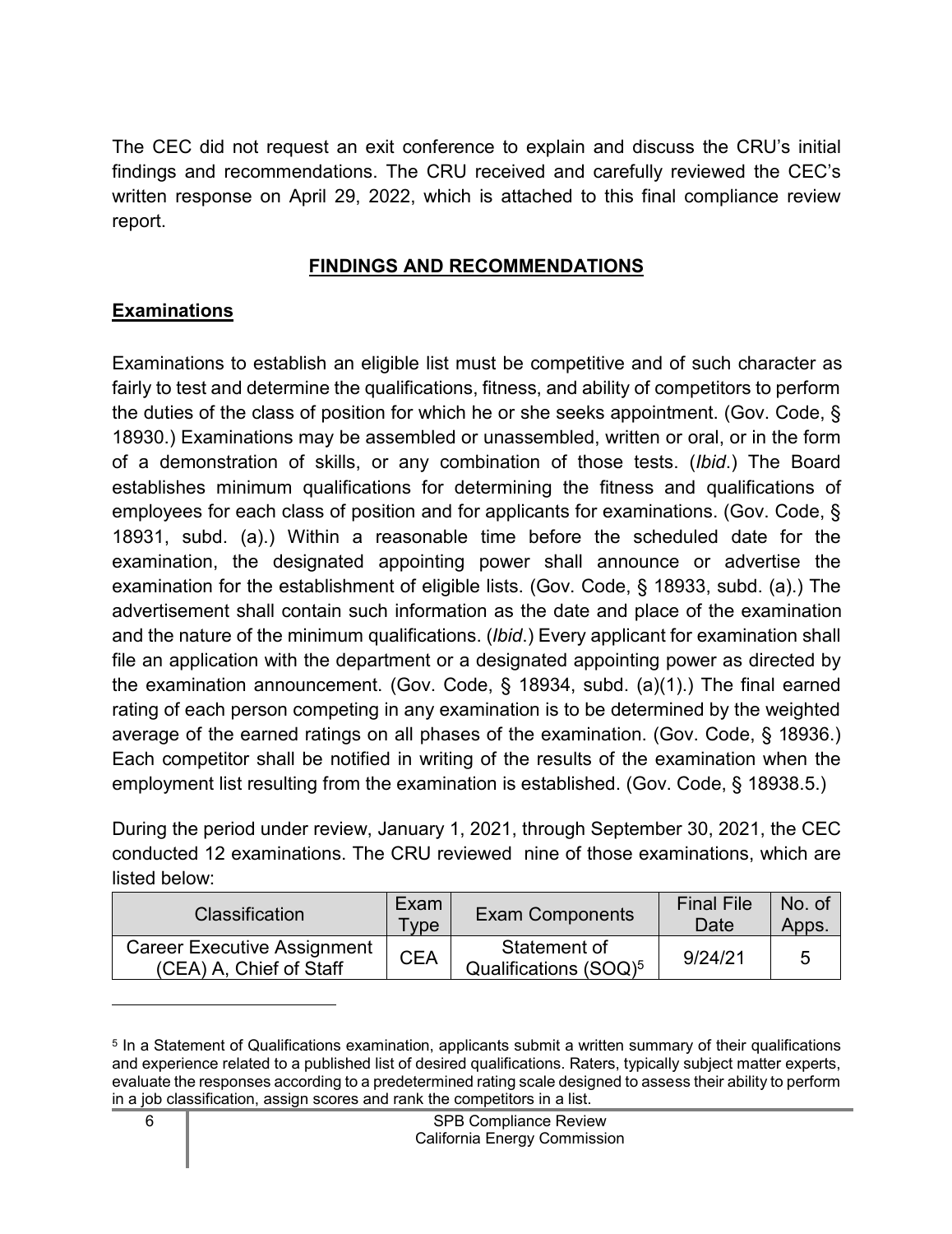The CEC did not request an exit conference to explain and discuss the CRU's initial findings and recommendations. The CRU received and carefully reviewed the CEC's written response on April 29, 2022, which is attached to this final compliance review report.

## FINDINGS AND RECOMMENDATIONS

### Examinations

Examinations to establish an eligible list must be competitive and of such character as fairly to test and determine the qualifications, fitness, and ability of competitors to perform the duties of the class of position for which he or she seeks appointment. (Gov. Code, § 18930.) Examinations may be assembled or unassembled, written or oral, or in the form of a demonstration of skills, or any combination of those tests. (*Ibid*.) The Board establishes minimum qualifications for determining the fitness and qualifications of employees for each class of position and for applicants for examinations. (Gov. Code, § 18931, subd. (a).) Within a reasonable time before the scheduled date for the examination, the designated appointing power shall announce or advertise the examination for the establishment of eligible lists. (Gov. Code, § 18933, subd. (a).) The advertisement shall contain such information as the date and place of the examination and the nature of the minimum qualifications. (*Ibid*.) Every applicant for examination shall file an application with the department or a designated appointing power as directed by the examination announcement. (Gov. Code, § 18934, subd. (a)(1).) The final earned rating of each person competing in any examination is to be determined by the weighted average of the earned ratings on all phases of the examination. (Gov. Code, § 18936.) Each competitor shall be notified in writing of the results of the examination when the employment list resulting from the examination is established. (Gov. Code, § 18938.5.)

During the period under review, January 1, 2021, through September 30, 2021, the CEC conducted 12 examinations. The CRU reviewed nine of those examinations, which are listed below:

| Classification | Exam Type | Exam Components | Final File Date | No. of Apps. |
|---|---|---|---|---|
| Career Executive Assignment (CEA) A, Chief of Staff | CEA | Statement of Qualifications (SOQ)[5] | 9/24/21 | 5 |

[5] In a Statement of Qualifications examination, applicants submit a written summary of their qualifications and experience related to a published list of desired qualifications. Raters, typically subject matter experts, evaluate the responses according to a predetermined rating scale designed to assess their ability to perform in a job classification, assign scores and rank the competitors in a list.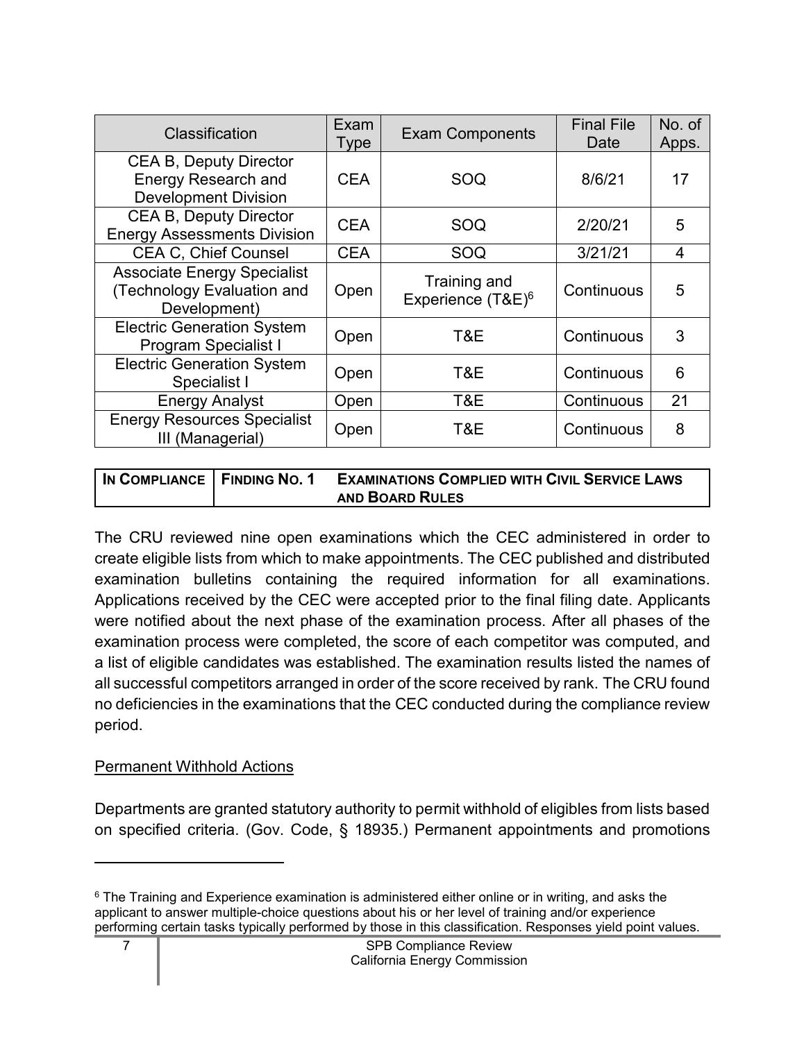| Classification | Exam Type | Exam Components | Final File Date | No. of Apps. |
|---|---|---|---|---|
| CEA B, Deputy Director Energy Research and Development Division | CEA | SOQ | 8/6/21 | 17 |
| CEA B, Deputy Director Energy Assessments Division | CEA | SOQ | 2/20/21 | 5 |
| CEA C, Chief Counsel | CEA | SOQ | 3/21/21 | 4 |
| Associate Energy Specialist (Technology Evaluation and Development) | Open | Training and Experience (T&E)[6] | Continuous | 5 |
| Electric Generation System Program Specialist I | Open | T&E | Continuous | 3 |
| Electric Generation System Specialist I | Open | T&E | Continuous | 6 |
| Energy Analyst | Open | T&E | Continuous | 21 |
| Energy Resources Specialist III (Managerial) | Open | T&E | Continuous | 8 |

| IN COMPLIANCE | FINDING NO. 1 | EXAMINATIONS COMPLIED WITH CIVIL SERVICE LAWS AND BOARD RULES |
|---|---|---|

The CRU reviewed nine open examinations which the CEC administered in order to create eligible lists from which to make appointments. The CEC published and distributed examination bulletins containing the required information for all examinations. Applications received by the CEC were accepted prior to the final filing date. Applicants were notified about the next phase of the examination process. After all phases of the examination process were completed, the score of each competitor was computed, and a list of eligible candidates was established. The examination results listed the names of all successful competitors arranged in order of the score received by rank. The CRU found no deficiencies in the examinations that the CEC conducted during the compliance review period.

Permanent Withhold Actions

Departments are granted statutory authority to permit withhold of eligibles from lists based on specified criteria. (Gov. Code, § 18935.) Permanent appointments and promotions

[6] The Training and Experience examination is administered either online or in writing, and asks the applicant to answer multiple-choice questions about his or her level of training and/or experience performing certain tasks typically performed by those in this classification. Responses yield point values.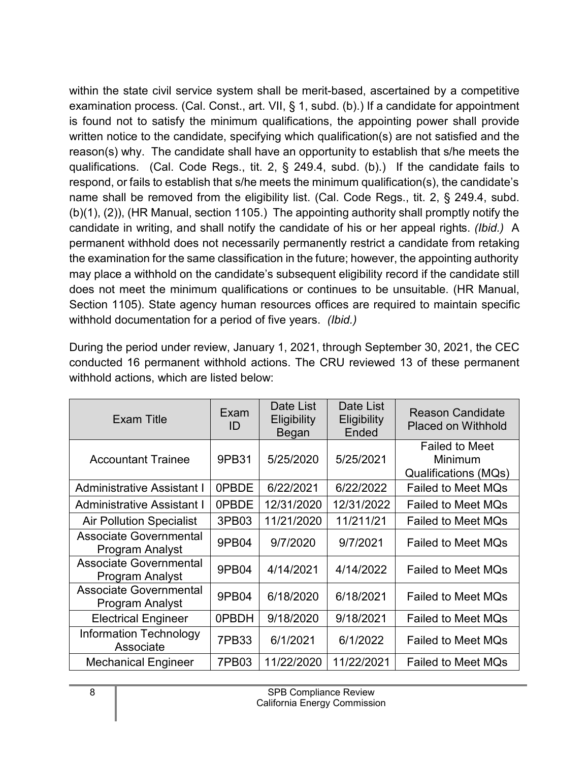within the state civil service system shall be merit-based, ascertained by a competitive examination process. (Cal. Const., art. VII, § 1, subd. (b).) If a candidate for appointment is found not to satisfy the minimum qualifications, the appointing power shall provide written notice to the candidate, specifying which qualification(s) are not satisfied and the reason(s) why. The candidate shall have an opportunity to establish that s/he meets the qualifications. (Cal. Code Regs., tit. 2, § 249.4, subd. (b).) If the candidate fails to respond, or fails to establish that s/he meets the minimum qualification(s), the candidate's name shall be removed from the eligibility list. (Cal. Code Regs., tit. 2, § 249.4, subd. (b)(1), (2)), (HR Manual, section 1105.) The appointing authority shall promptly notify the candidate in writing, and shall notify the candidate of his or her appeal rights. *(Ibid.)* A permanent withhold does not necessarily permanently restrict a candidate from retaking the examination for the same classification in the future; however, the appointing authority may place a withhold on the candidate's subsequent eligibility record if the candidate still does not meet the minimum qualifications or continues to be unsuitable. (HR Manual, Section 1105). State agency human resources offices are required to maintain specific withhold documentation for a period of five years. *(Ibid.)*

During the period under review, January 1, 2021, through September 30, 2021, the CEC conducted 16 permanent withhold actions. The CRU reviewed 13 of these permanent withhold actions, which are listed below:

| Exam Title | Exam ID | Date List Eligibility Began | Date List Eligibility Ended | Reason Candidate Placed on Withhold |
|---|---|---|---|---|
| Accountant Trainee | 9PB31 | 5/25/2020 | 5/25/2021 | Failed to Meet Minimum Qualifications (MQs) |
| Administrative Assistant I | 0PBDE | 6/22/2021 | 6/22/2022 | Failed to Meet MQs |
| Administrative Assistant I | 0PBDE | 12/31/2020 | 12/31/2022 | Failed to Meet MQs |
| Air Pollution Specialist | 3PB03 | 11/21/2020 | 11/211/21 | Failed to Meet MQs |
| Associate Governmental Program Analyst | 9PB04 | 9/7/2020 | 9/7/2021 | Failed to Meet MQs |
| Associate Governmental Program Analyst | 9PB04 | 4/14/2021 | 4/14/2022 | Failed to Meet MQs |
| Associate Governmental Program Analyst | 9PB04 | 6/18/2020 | 6/18/2021 | Failed to Meet MQs |
| Electrical Engineer | 0PBDH | 9/18/2020 | 9/18/2021 | Failed to Meet MQs |
| Information Technology Associate | 7PB33 | 6/1/2021 | 6/1/2022 | Failed to Meet MQs |
| Mechanical Engineer | 7PB03 | 11/22/2020 | 11/22/2021 | Failed to Meet MQs |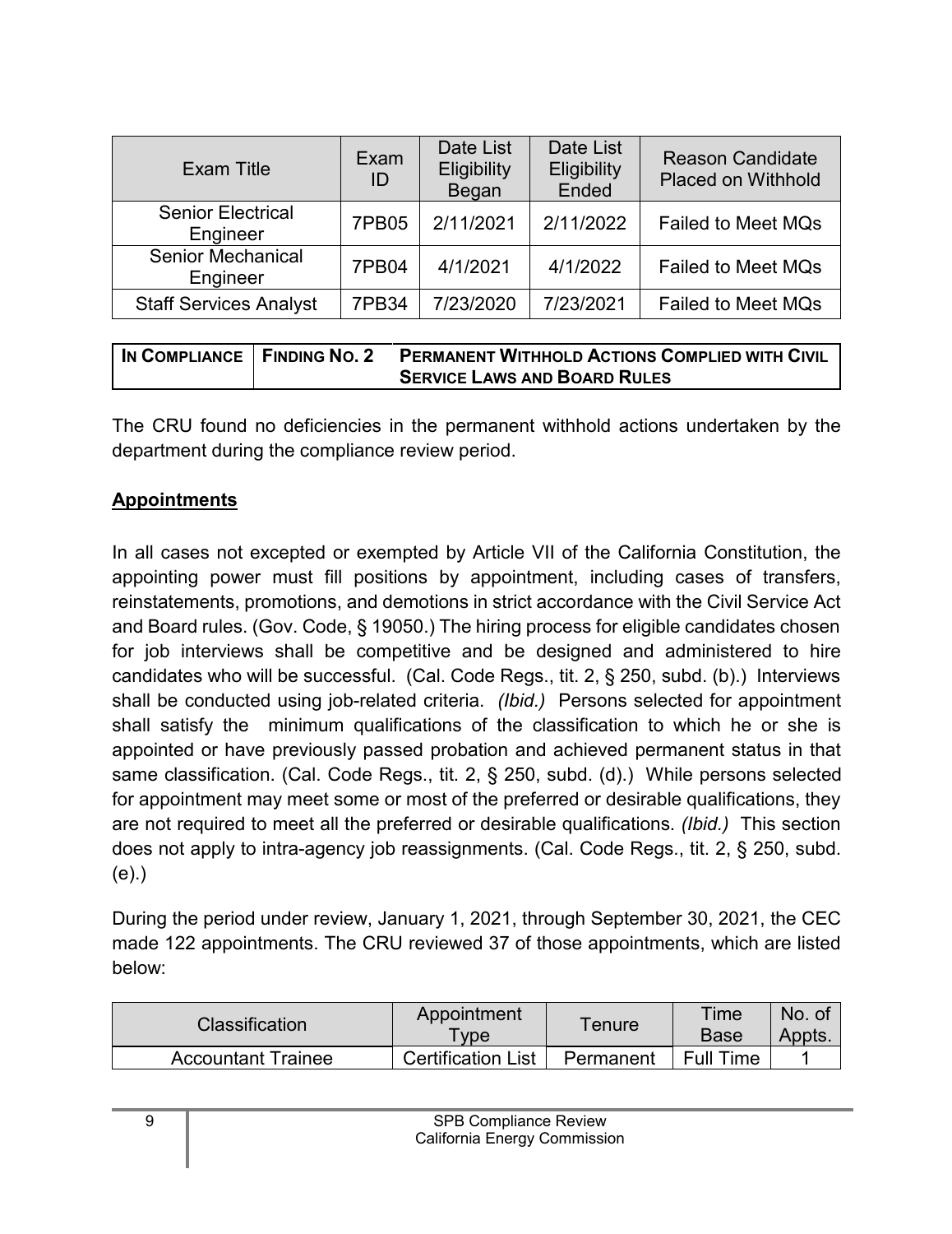| Exam Title | Exam ID | Date List Eligibility Began | Date List Eligibility Ended | Reason Candidate Placed on Withhold |
|---|---|---|---|---|
| Senior Electrical Engineer | 7PB05 | 2/11/2021 | 2/11/2022 | Failed to Meet MQs |
| Senior Mechanical Engineer | 7PB04 | 4/1/2021 | 4/1/2022 | Failed to Meet MQs |
| Staff Services Analyst | 7PB34 | 7/23/2020 | 7/23/2021 | Failed to Meet MQs |

| IN COMPLIANCE | FINDING NO. 2 | PERMANENT WITHHOLD ACTIONS COMPLIED WITH CIVIL SERVICE LAWS AND BOARD RULES |
|---|---|---|

The CRU found no deficiencies in the permanent withhold actions undertaken by the department during the compliance review period.

**Appointments**

In all cases not excepted or exempted by Article VII of the California Constitution, the appointing power must fill positions by appointment, including cases of transfers, reinstatements, promotions, and demotions in strict accordance with the Civil Service Act and Board rules. (Gov. Code, § 19050.) The hiring process for eligible candidates chosen for job interviews shall be competitive and be designed and administered to hire candidates who will be successful. (Cal. Code Regs., tit. 2, § 250, subd. (b).) Interviews shall be conducted using job-related criteria. *(Ibid.)* Persons selected for appointment shall satisfy the minimum qualifications of the classification to which he or she is appointed or have previously passed probation and achieved permanent status in that same classification. (Cal. Code Regs., tit. 2, § 250, subd. (d).) While persons selected for appointment may meet some or most of the preferred or desirable qualifications, they are not required to meet all the preferred or desirable qualifications. *(Ibid.)* This section does not apply to intra-agency job reassignments. (Cal. Code Regs., tit. 2, § 250, subd. (e).)

During the period under review, January 1, 2021, through September 30, 2021, the CEC made 122 appointments. The CRU reviewed 37 of those appointments, which are listed below:

| Classification | Appointment Type | Tenure | Time Base | No. of Appts. |
|---|---|---|---|---|
| Accountant Trainee | Certification List | Permanent | Full Time | 1 |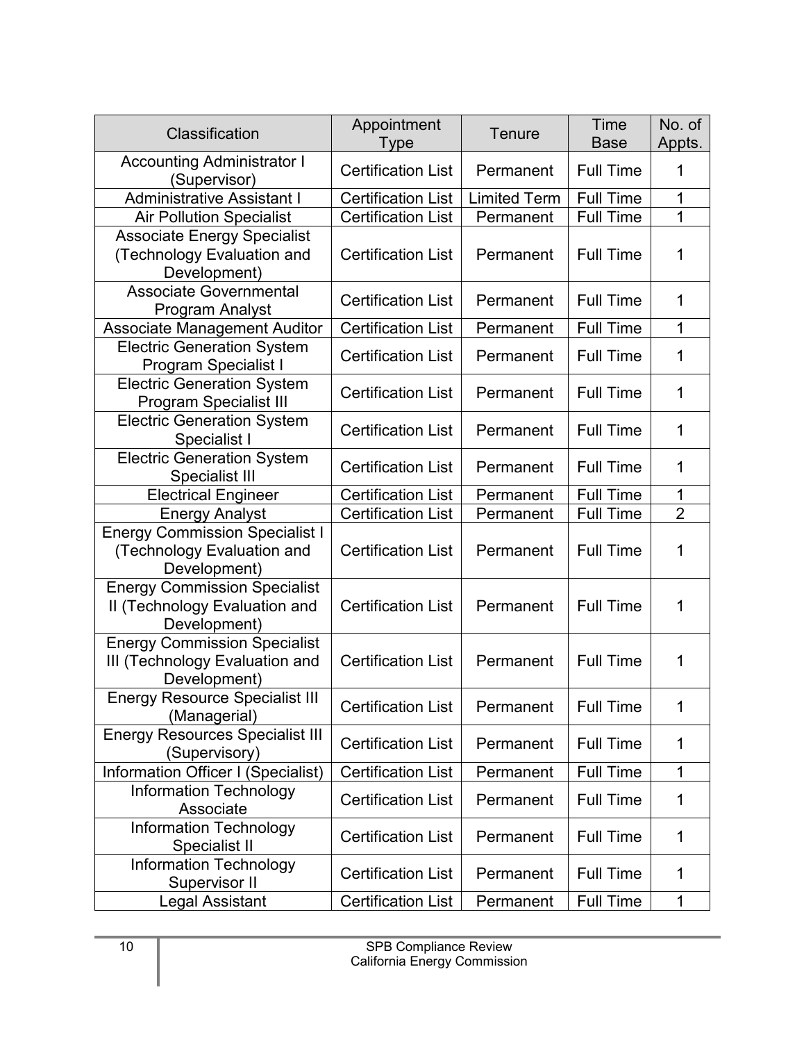| Classification | Appointment Type | Tenure | Time Base | No. of Appts. |
|---|---|---|---|---|
| Accounting Administrator I (Supervisor) | Certification List | Permanent | Full Time | 1 |
| Administrative Assistant I | Certification List | Limited Term | Full Time | 1 |
| Air Pollution Specialist | Certification List | Permanent | Full Time | 1 |
| Associate Energy Specialist (Technology Evaluation and Development) | Certification List | Permanent | Full Time | 1 |
| Associate Governmental Program Analyst | Certification List | Permanent | Full Time | 1 |
| Associate Management Auditor | Certification List | Permanent | Full Time | 1 |
| Electric Generation System Program Specialist I | Certification List | Permanent | Full Time | 1 |
| Electric Generation System Program Specialist III | Certification List | Permanent | Full Time | 1 |
| Electric Generation System Specialist I | Certification List | Permanent | Full Time | 1 |
| Electric Generation System Specialist III | Certification List | Permanent | Full Time | 1 |
| Electrical Engineer | Certification List | Permanent | Full Time | 1 |
| Energy Analyst | Certification List | Permanent | Full Time | 2 |
| Energy Commission Specialist I (Technology Evaluation and Development) | Certification List | Permanent | Full Time | 1 |
| Energy Commission Specialist II (Technology Evaluation and Development) | Certification List | Permanent | Full Time | 1 |
| Energy Commission Specialist III (Technology Evaluation and Development) | Certification List | Permanent | Full Time | 1 |
| Energy Resource Specialist III (Managerial) | Certification List | Permanent | Full Time | 1 |
| Energy Resources Specialist III (Supervisory) | Certification List | Permanent | Full Time | 1 |
| Information Officer I (Specialist) | Certification List | Permanent | Full Time | 1 |
| Information Technology Associate | Certification List | Permanent | Full Time | 1 |
| Information Technology Specialist II | Certification List | Permanent | Full Time | 1 |
| Information Technology Supervisor II | Certification List | Permanent | Full Time | 1 |
| Legal Assistant | Certification List | Permanent | Full Time | 1 |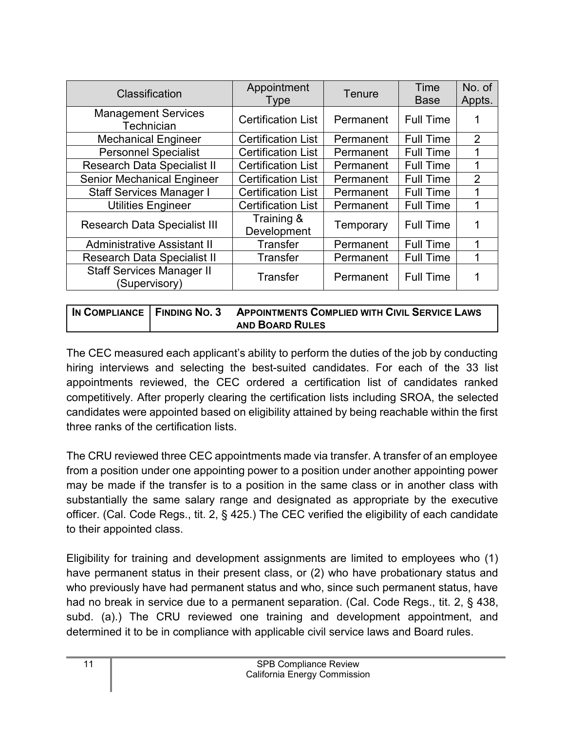| Classification | Appointment Type | Tenure | Time Base | No. of Appts. |
|---|---|---|---|---|
| Management Services Technician | Certification List | Permanent | Full Time | 1 |
| Mechanical Engineer | Certification List | Permanent | Full Time | 2 |
| Personnel Specialist | Certification List | Permanent | Full Time | 1 |
| Research Data Specialist II | Certification List | Permanent | Full Time | 1 |
| Senior Mechanical Engineer | Certification List | Permanent | Full Time | 2 |
| Staff Services Manager I | Certification List | Permanent | Full Time | 1 |
| Utilities Engineer | Certification List | Permanent | Full Time | 1 |
| Research Data Specialist III | Training & Development | Temporary | Full Time | 1 |
| Administrative Assistant II | Transfer | Permanent | Full Time | 1 |
| Research Data Specialist II | Transfer | Permanent | Full Time | 1 |
| Staff Services Manager II (Supervisory) | Transfer | Permanent | Full Time | 1 |

| **IN COMPLIANCE** | **FINDING NO. 3** | **APPOINTMENTS COMPLIED WITH CIVIL SERVICE LAWS AND BOARD RULES** |
|---|---|---|

The CEC measured each applicant's ability to perform the duties of the job by conducting hiring interviews and selecting the best-suited candidates. For each of the 33 list appointments reviewed, the CEC ordered a certification list of candidates ranked competitively. After properly clearing the certification lists including SROA, the selected candidates were appointed based on eligibility attained by being reachable within the first three ranks of the certification lists.

The CRU reviewed three CEC appointments made via transfer. A transfer of an employee from a position under one appointing power to a position under another appointing power may be made if the transfer is to a position in the same class or in another class with substantially the same salary range and designated as appropriate by the executive officer. (Cal. Code Regs., tit. 2, § 425.) The CEC verified the eligibility of each candidate to their appointed class.

Eligibility for training and development assignments are limited to employees who (1) have permanent status in their present class, or (2) who have probationary status and who previously have had permanent status and who, since such permanent status, have had no break in service due to a permanent separation. (Cal. Code Regs., tit. 2, § 438, subd. (a).) The CRU reviewed one training and development appointment, and determined it to be in compliance with applicable civil service laws and Board rules.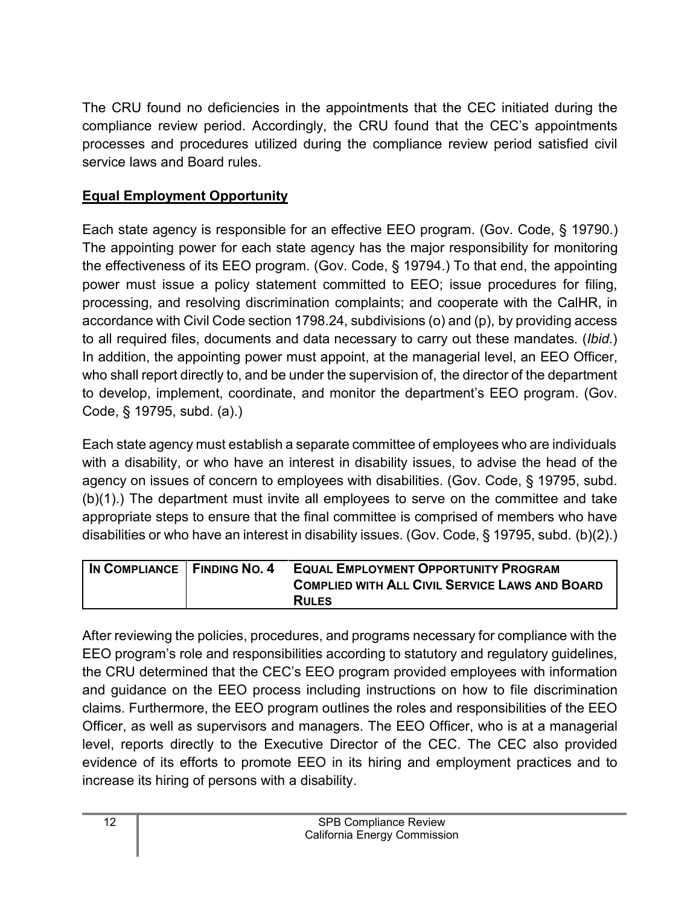The CRU found no deficiencies in the appointments that the CEC initiated during the compliance review period. Accordingly, the CRU found that the CEC's appointments processes and procedures utilized during the compliance review period satisfied civil service laws and Board rules.

## **Equal Employment Opportunity**

Each state agency is responsible for an effective EEO program. (Gov. Code, § 19790.) The appointing power for each state agency has the major responsibility for monitoring the effectiveness of its EEO program. (Gov. Code, § 19794.) To that end, the appointing power must issue a policy statement committed to EEO; issue procedures for filing, processing, and resolving discrimination complaints; and cooperate with the CalHR, in accordance with Civil Code section 1798.24, subdivisions (o) and (p), by providing access to all required files, documents and data necessary to carry out these mandates. (*Ibid*.) In addition, the appointing power must appoint, at the managerial level, an EEO Officer, who shall report directly to, and be under the supervision of, the director of the department to develop, implement, coordinate, and monitor the department's EEO program. (Gov. Code, § 19795, subd. (a).)

Each state agency must establish a separate committee of employees who are individuals with a disability, or who have an interest in disability issues, to advise the head of the agency on issues of concern to employees with disabilities. (Gov. Code, § 19795, subd. (b)(1).) The department must invite all employees to serve on the committee and take appropriate steps to ensure that the final committee is comprised of members who have disabilities or who have an interest in disability issues. (Gov. Code, § 19795, subd. (b)(2).)

| **In Compliance** | **Finding No. 4** | **Equal Employment Opportunity Program Complied with All Civil Service Laws and Board Rules** |
|---|---|---|

After reviewing the policies, procedures, and programs necessary for compliance with the EEO program's role and responsibilities according to statutory and regulatory guidelines, the CRU determined that the CEC's EEO program provided employees with information and guidance on the EEO process including instructions on how to file discrimination claims. Furthermore, the EEO program outlines the roles and responsibilities of the EEO Officer, as well as supervisors and managers. The EEO Officer, who is at a managerial level, reports directly to the Executive Director of the CEC. The CEC also provided evidence of its efforts to promote EEO in its hiring and employment practices and to increase its hiring of persons with a disability.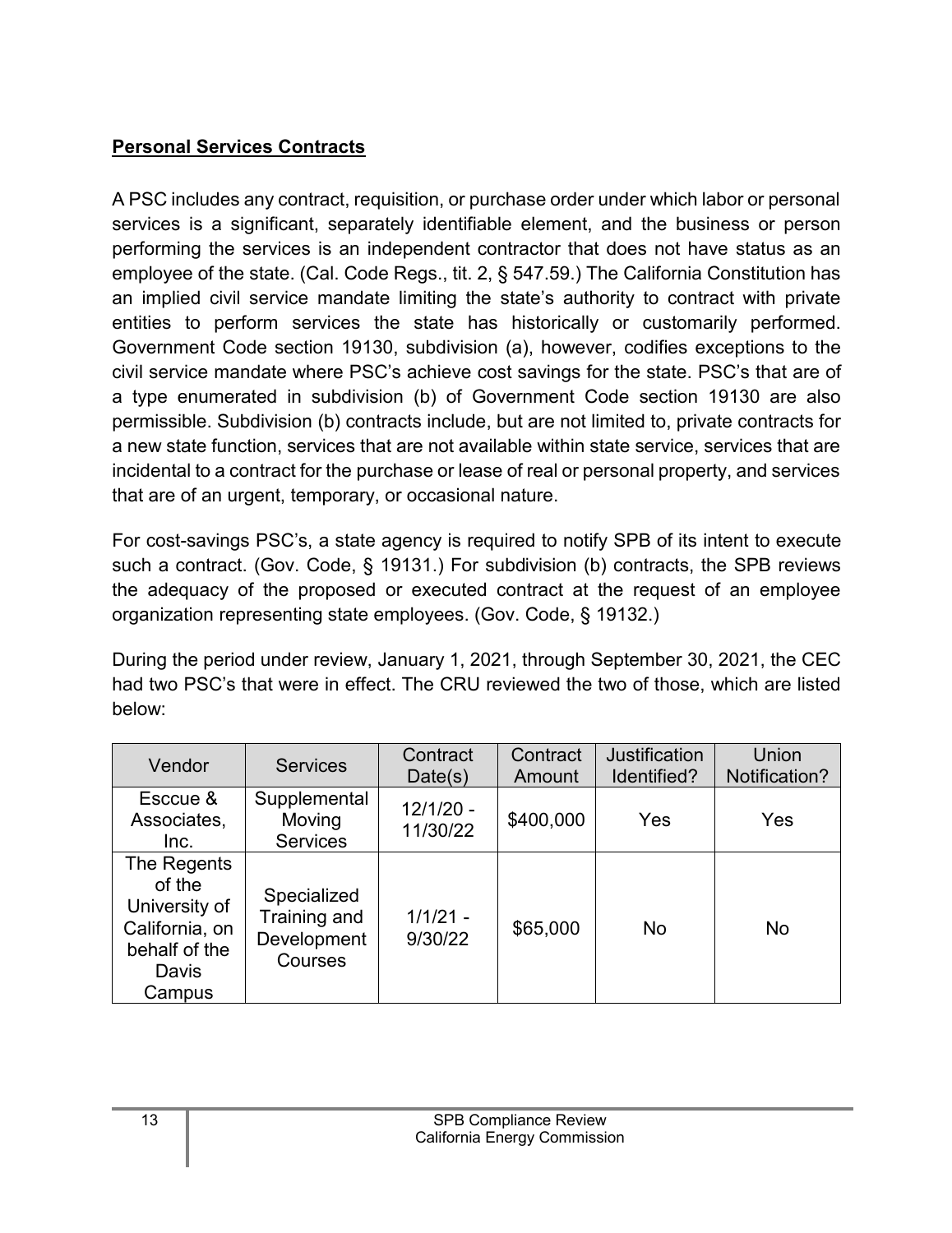**Personal Services Contracts**

A PSC includes any contract, requisition, or purchase order under which labor or personal services is a significant, separately identifiable element, and the business or person performing the services is an independent contractor that does not have status as an employee of the state. (Cal. Code Regs., tit. 2, § 547.59.) The California Constitution has an implied civil service mandate limiting the state's authority to contract with private entities to perform services the state has historically or customarily performed. Government Code section 19130, subdivision (a), however, codifies exceptions to the civil service mandate where PSC's achieve cost savings for the state. PSC's that are of a type enumerated in subdivision (b) of Government Code section 19130 are also permissible. Subdivision (b) contracts include, but are not limited to, private contracts for a new state function, services that are not available within state service, services that are incidental to a contract for the purchase or lease of real or personal property, and services that are of an urgent, temporary, or occasional nature.

For cost-savings PSC's, a state agency is required to notify SPB of its intent to execute such a contract. (Gov. Code, § 19131.) For subdivision (b) contracts, the SPB reviews the adequacy of the proposed or executed contract at the request of an employee organization representing state employees. (Gov. Code, § 19132.)

During the period under review, January 1, 2021, through September 30, 2021, the CEC had two PSC's that were in effect. The CRU reviewed the two of those, which are listed below:

| Vendor | Services | Contract Date(s) | Contract Amount | Justification Identified? | Union Notification? |
|---|---|---|---|---|---|
| Esccue & Associates, Inc. | Supplemental Moving Services | 12/1/20 - 11/30/22 | $400,000 | Yes | Yes |
| The Regents of the University of California, on behalf of the Davis Campus | Specialized Training and Development Courses | 1/1/21 - 9/30/22 | $65,000 | No | No |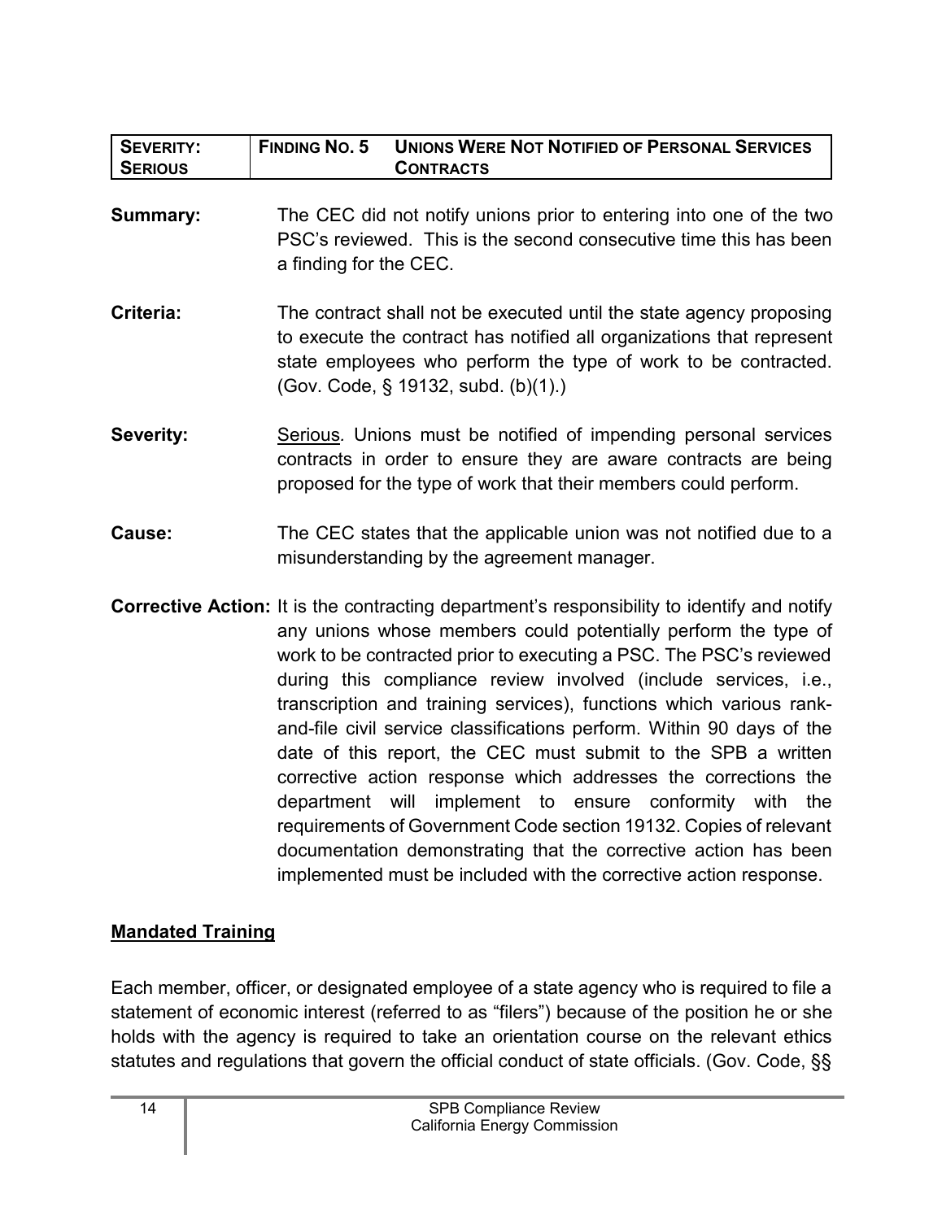| SEVERITY: SERIOUS | FINDING NO. 5 UNIONS WERE NOT NOTIFIED OF PERSONAL SERVICES CONTRACTS |
| --- | --- |

**Summary:** The CEC did not notify unions prior to entering into one of the two PSC's reviewed. This is the second consecutive time this has been a finding for the CEC.

**Criteria:** The contract shall not be executed until the state agency proposing to execute the contract has notified all organizations that represent state employees who perform the type of work to be contracted. (Gov. Code, § 19132, subd. (b)(1).)

**Severity:** Serious. Unions must be notified of impending personal services contracts in order to ensure they are aware contracts are being proposed for the type of work that their members could perform.

**Cause:** The CEC states that the applicable union was not notified due to a misunderstanding by the agreement manager.

**Corrective Action:** It is the contracting department's responsibility to identify and notify any unions whose members could potentially perform the type of work to be contracted prior to executing a PSC. The PSC's reviewed during this compliance review involved (include services, i.e., transcription and training services), functions which various rank-and-file civil service classifications perform. Within 90 days of the date of this report, the CEC must submit to the SPB a written corrective action response which addresses the corrections the department will implement to ensure conformity with the requirements of Government Code section 19132. Copies of relevant documentation demonstrating that the corrective action has been implemented must be included with the corrective action response.

## Mandated Training

Each member, officer, or designated employee of a state agency who is required to file a statement of economic interest (referred to as "filers") because of the position he or she holds with the agency is required to take an orientation course on the relevant ethics statutes and regulations that govern the official conduct of state officials. (Gov. Code, §§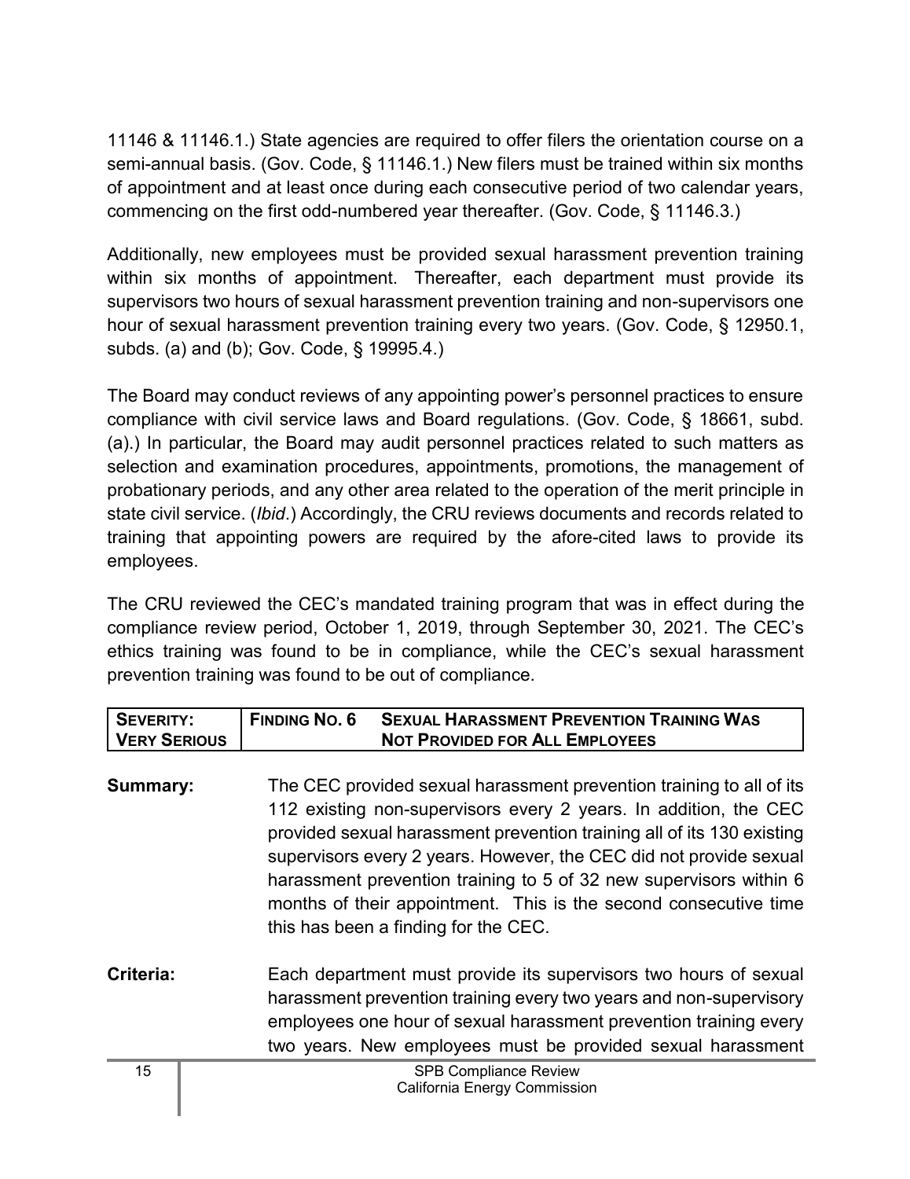11146 & 11146.1.) State agencies are required to offer filers the orientation course on a semi-annual basis. (Gov. Code, § 11146.1.) New filers must be trained within six months of appointment and at least once during each consecutive period of two calendar years, commencing on the first odd-numbered year thereafter. (Gov. Code, § 11146.3.)

Additionally, new employees must be provided sexual harassment prevention training within six months of appointment. Thereafter, each department must provide its supervisors two hours of sexual harassment prevention training and non-supervisors one hour of sexual harassment prevention training every two years. (Gov. Code, § 12950.1, subds. (a) and (b); Gov. Code, § 19995.4.)

The Board may conduct reviews of any appointing power's personnel practices to ensure compliance with civil service laws and Board regulations. (Gov. Code, § 18661, subd. (a).) In particular, the Board may audit personnel practices related to such matters as selection and examination procedures, appointments, promotions, the management of probationary periods, and any other area related to the operation of the merit principle in state civil service. (*Ibid*.) Accordingly, the CRU reviews documents and records related to training that appointing powers are required by the afore-cited laws to provide its employees.

The CRU reviewed the CEC's mandated training program that was in effect during the compliance review period, October 1, 2019, through September 30, 2021. The CEC's ethics training was found to be in compliance, while the CEC's sexual harassment prevention training was found to be out of compliance.

| **SEVERITY: VERY SERIOUS** | **FINDING NO. 6** | **SEXUAL HARASSMENT PREVENTION TRAINING WAS NOT PROVIDED FOR ALL EMPLOYEES** |
|---|---|---|

**Summary:** The CEC provided sexual harassment prevention training to all of its 112 existing non-supervisors every 2 years. In addition, the CEC provided sexual harassment prevention training all of its 130 existing supervisors every 2 years. However, the CEC did not provide sexual harassment prevention training to 5 of 32 new supervisors within 6 months of their appointment. This is the second consecutive time this has been a finding for the CEC.

**Criteria:** Each department must provide its supervisors two hours of sexual harassment prevention training every two years and non-supervisory employees one hour of sexual harassment prevention training every two years. New employees must be provided sexual harassment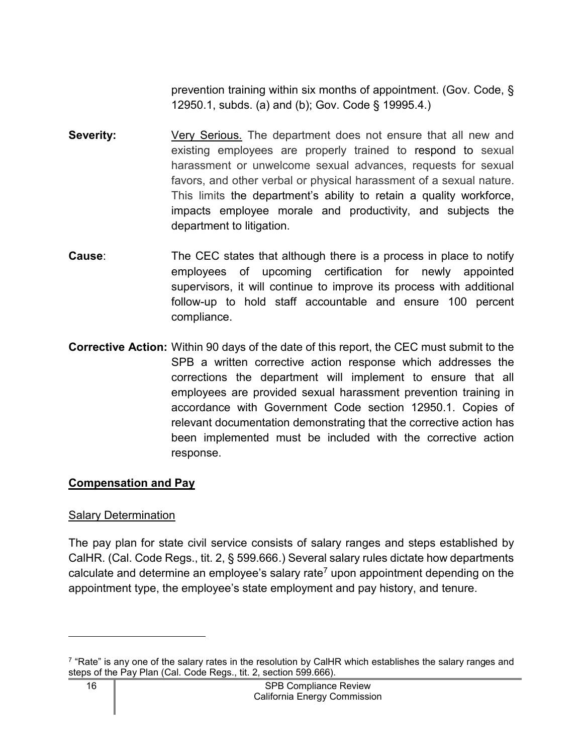prevention training within six months of appointment. (Gov. Code, § 12950.1, subds. (a) and (b); Gov. Code § 19995.4.)

**Severity:** Very Serious. The department does not ensure that all new and existing employees are properly trained to respond to sexual harassment or unwelcome sexual advances, requests for sexual favors, and other verbal or physical harassment of a sexual nature. This limits the department's ability to retain a quality workforce, impacts employee morale and productivity, and subjects the department to litigation.

**Cause**: The CEC states that although there is a process in place to notify employees of upcoming certification for newly appointed supervisors, it will continue to improve its process with additional follow-up to hold staff accountable and ensure 100 percent compliance.

**Corrective Action:** Within 90 days of the date of this report, the CEC must submit to the SPB a written corrective action response which addresses the corrections the department will implement to ensure that all employees are provided sexual harassment prevention training in accordance with Government Code section 12950.1. Copies of relevant documentation demonstrating that the corrective action has been implemented must be included with the corrective action response.

## Compensation and Pay

### Salary Determination

The pay plan for state civil service consists of salary ranges and steps established by CalHR. (Cal. Code Regs., tit. 2, § 599.666.) Several salary rules dictate how departments calculate and determine an employee's salary rate[7] upon appointment depending on the appointment type, the employee's state employment and pay history, and tenure.

[7] "Rate" is any one of the salary rates in the resolution by CalHR which establishes the salary ranges and steps of the Pay Plan (Cal. Code Regs., tit. 2, section 599.666).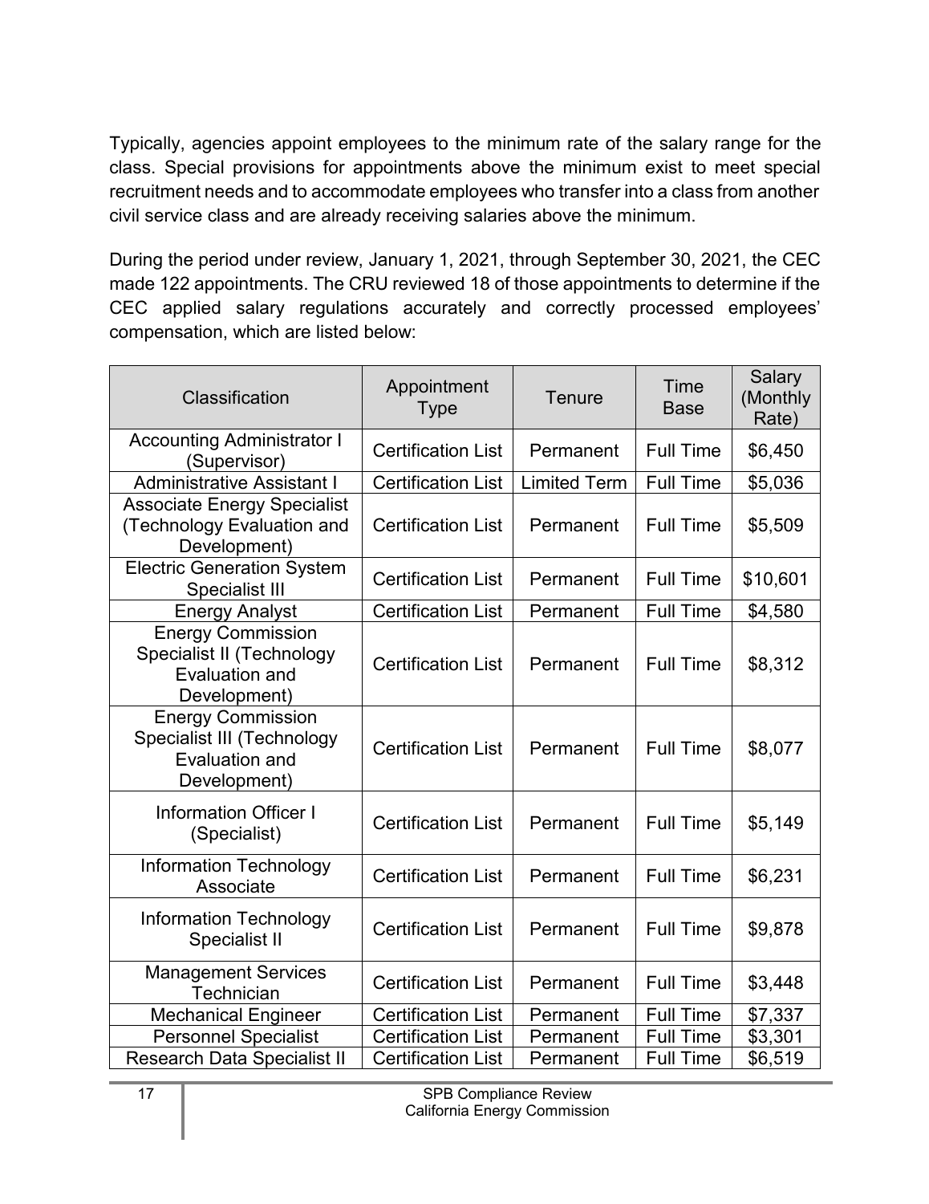Typically, agencies appoint employees to the minimum rate of the salary range for the class. Special provisions for appointments above the minimum exist to meet special recruitment needs and to accommodate employees who transfer into a class from another civil service class and are already receiving salaries above the minimum.

During the period under review, January 1, 2021, through September 30, 2021, the CEC made 122 appointments. The CRU reviewed 18 of those appointments to determine if the CEC applied salary regulations accurately and correctly processed employees' compensation, which are listed below:

| Classification | Appointment Type | Tenure | Time Base | Salary (Monthly Rate) |
|---|---|---|---|---|
| Accounting Administrator I (Supervisor) | Certification List | Permanent | Full Time | $6,450 |
| Administrative Assistant I | Certification List | Limited Term | Full Time | $5,036 |
| Associate Energy Specialist (Technology Evaluation and Development) | Certification List | Permanent | Full Time | $5,509 |
| Electric Generation System Specialist III | Certification List | Permanent | Full Time | $10,601 |
| Energy Analyst | Certification List | Permanent | Full Time | $4,580 |
| Energy Commission Specialist II (Technology Evaluation and Development) | Certification List | Permanent | Full Time | $8,312 |
| Energy Commission Specialist III (Technology Evaluation and Development) | Certification List | Permanent | Full Time | $8,077 |
| Information Officer I (Specialist) | Certification List | Permanent | Full Time | $5,149 |
| Information Technology Associate | Certification List | Permanent | Full Time | $6,231 |
| Information Technology Specialist II | Certification List | Permanent | Full Time | $9,878 |
| Management Services Technician | Certification List | Permanent | Full Time | $3,448 |
| Mechanical Engineer | Certification List | Permanent | Full Time | $7,337 |
| Personnel Specialist | Certification List | Permanent | Full Time | $3,301 |
| Research Data Specialist II | Certification List | Permanent | Full Time | $6,519 |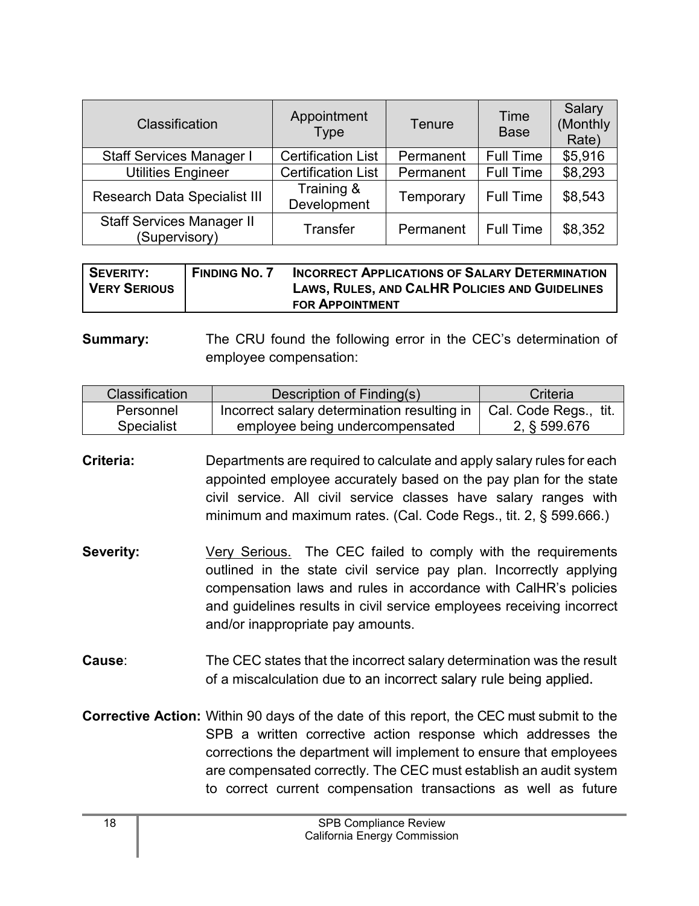| Classification | Appointment Type | Tenure | Time Base | Salary (Monthly Rate) |
|---|---|---|---|---|
| Staff Services Manager I | Certification List | Permanent | Full Time | $5,916 |
| Utilities Engineer | Certification List | Permanent | Full Time | $8,293 |
| Research Data Specialist III | Training & Development | Temporary | Full Time | $8,543 |
| Staff Services Manager II (Supervisory) | Transfer | Permanent | Full Time | $8,352 |

| SEVERITY: VERY SERIOUS | FINDING NO. 7 | INCORRECT APPLICATIONS OF SALARY DETERMINATION LAWS, RULES, AND CALHR POLICIES AND GUIDELINES FOR APPOINTMENT |
|---|---|---|

**Summary:** The CRU found the following error in the CEC's determination of employee compensation:

| Classification | Description of Finding(s) | Criteria |
|---|---|---|
| Personnel Specialist | Incorrect salary determination resulting in employee being undercompensated | Cal. Code Regs., tit. 2, § 599.676 |

**Criteria:** Departments are required to calculate and apply salary rules for each appointed employee accurately based on the pay plan for the state civil service. All civil service classes have salary ranges with minimum and maximum rates. (Cal. Code Regs., tit. 2, § 599.666.)

**Severity:** Very Serious. The CEC failed to comply with the requirements outlined in the state civil service pay plan. Incorrectly applying compensation laws and rules in accordance with CalHR's policies and guidelines results in civil service employees receiving incorrect and/or inappropriate pay amounts.

**Cause**: The CEC states that the incorrect salary determination was the result of a miscalculation due to an incorrect salary rule being applied.

**Corrective Action:** Within 90 days of the date of this report, the CEC must submit to the SPB a written corrective action response which addresses the corrections the department will implement to ensure that employees are compensated correctly. The CEC must establish an audit system to correct current compensation transactions as well as future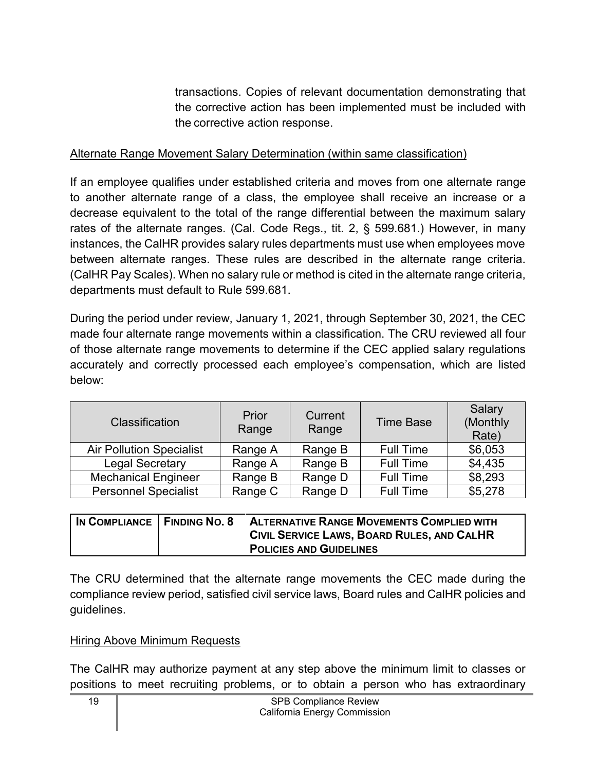transactions. Copies of relevant documentation demonstrating that the corrective action has been implemented must be included with the corrective action response.

Alternate Range Movement Salary Determination (within same classification)

If an employee qualifies under established criteria and moves from one alternate range to another alternate range of a class, the employee shall receive an increase or a decrease equivalent to the total of the range differential between the maximum salary rates of the alternate ranges. (Cal. Code Regs., tit. 2, § 599.681.) However, in many instances, the CalHR provides salary rules departments must use when employees move between alternate ranges. These rules are described in the alternate range criteria. (CalHR Pay Scales). When no salary rule or method is cited in the alternate range criteria, departments must default to Rule 599.681.

During the period under review, January 1, 2021, through September 30, 2021, the CEC made four alternate range movements within a classification. The CRU reviewed all four of those alternate range movements to determine if the CEC applied salary regulations accurately and correctly processed each employee's compensation, which are listed below:

| Classification | Prior Range | Current Range | Time Base | Salary (Monthly Rate) |
|---|---|---|---|---|
| Air Pollution Specialist | Range A | Range B | Full Time | $6,053 |
| Legal Secretary | Range A | Range B | Full Time | $4,435 |
| Mechanical Engineer | Range B | Range D | Full Time | $8,293 |
| Personnel Specialist | Range C | Range D | Full Time | $5,278 |

| IN COMPLIANCE | FINDING NO. 8 | ALTERNATIVE RANGE MOVEMENTS COMPLIED WITH CIVIL SERVICE LAWS, BOARD RULES, AND CALHR POLICIES AND GUIDELINES |
|---|---|---|

The CRU determined that the alternate range movements the CEC made during the compliance review period, satisfied civil service laws, Board rules and CalHR policies and guidelines.

Hiring Above Minimum Requests

The CalHR may authorize payment at any step above the minimum limit to classes or positions to meet recruiting problems, or to obtain a person who has extraordinary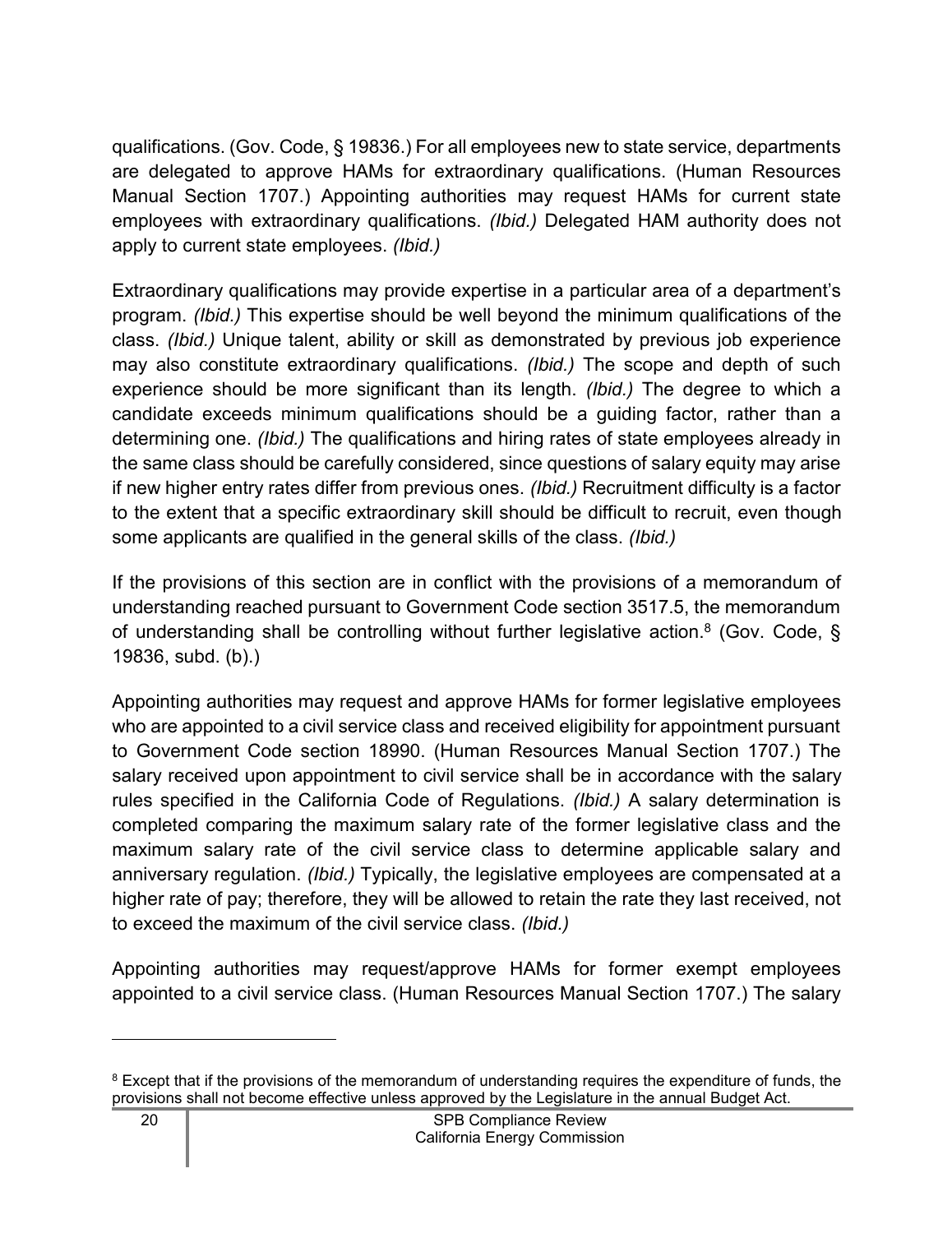qualifications. (Gov. Code, § 19836.) For all employees new to state service, departments are delegated to approve HAMs for extraordinary qualifications. (Human Resources Manual Section 1707.) Appointing authorities may request HAMs for current state employees with extraordinary qualifications. *(Ibid.)* Delegated HAM authority does not apply to current state employees. *(Ibid.)*

Extraordinary qualifications may provide expertise in a particular area of a department's program. *(Ibid.)* This expertise should be well beyond the minimum qualifications of the class. *(Ibid.)* Unique talent, ability or skill as demonstrated by previous job experience may also constitute extraordinary qualifications. *(Ibid.)* The scope and depth of such experience should be more significant than its length. *(Ibid.)* The degree to which a candidate exceeds minimum qualifications should be a guiding factor, rather than a determining one. *(Ibid.)* The qualifications and hiring rates of state employees already in the same class should be carefully considered, since questions of salary equity may arise if new higher entry rates differ from previous ones. *(Ibid.)* Recruitment difficulty is a factor to the extent that a specific extraordinary skill should be difficult to recruit, even though some applicants are qualified in the general skills of the class. *(Ibid.)*

If the provisions of this section are in conflict with the provisions of a memorandum of understanding reached pursuant to Government Code section 3517.5, the memorandum of understanding shall be controlling without further legislative action.[8] (Gov. Code, § 19836, subd. (b).)

Appointing authorities may request and approve HAMs for former legislative employees who are appointed to a civil service class and received eligibility for appointment pursuant to Government Code section 18990. (Human Resources Manual Section 1707.) The salary received upon appointment to civil service shall be in accordance with the salary rules specified in the California Code of Regulations. *(Ibid.)* A salary determination is completed comparing the maximum salary rate of the former legislative class and the maximum salary rate of the civil service class to determine applicable salary and anniversary regulation. *(Ibid.)* Typically, the legislative employees are compensated at a higher rate of pay; therefore, they will be allowed to retain the rate they last received, not to exceed the maximum of the civil service class. *(Ibid.)*

Appointing authorities may request/approve HAMs for former exempt employees appointed to a civil service class. (Human Resources Manual Section 1707.) The salary

---

[8] Except that if the provisions of the memorandum of understanding requires the expenditure of funds, the provisions shall not become effective unless approved by the Legislature in the annual Budget Act.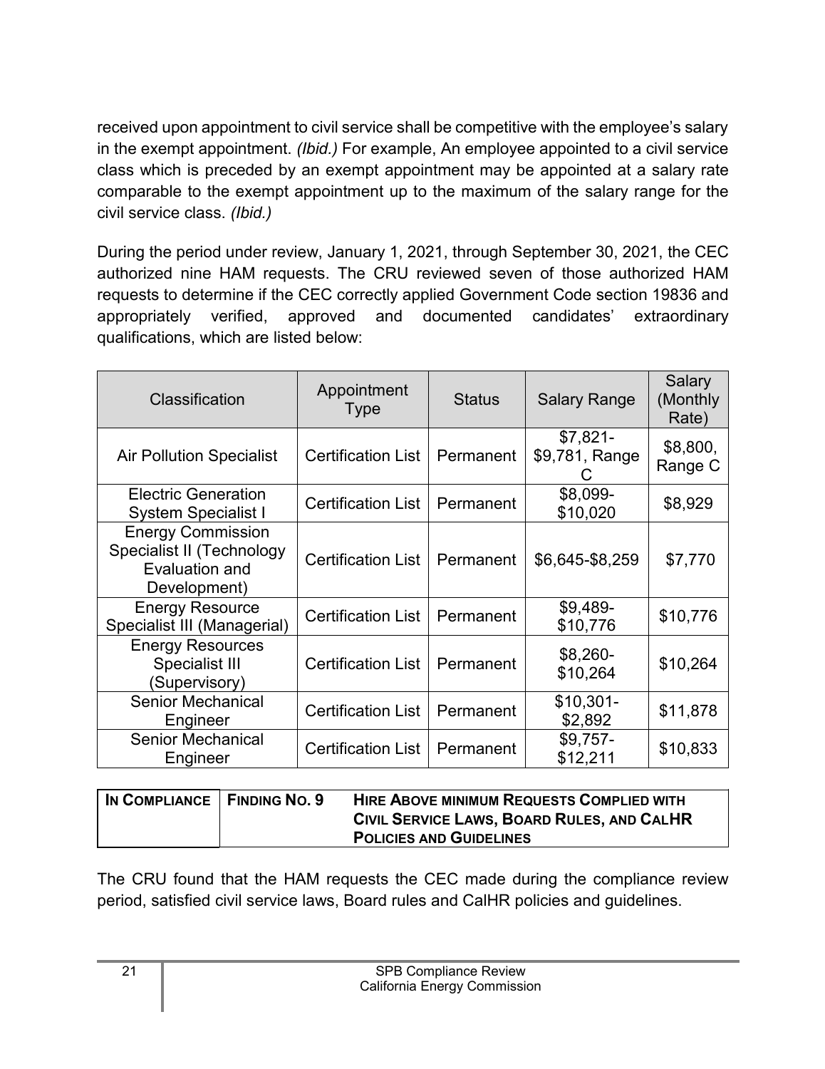received upon appointment to civil service shall be competitive with the employee's salary in the exempt appointment. *(Ibid.)* For example, An employee appointed to a civil service class which is preceded by an exempt appointment may be appointed at a salary rate comparable to the exempt appointment up to the maximum of the salary range for the civil service class. *(Ibid.)*

During the period under review, January 1, 2021, through September 30, 2021, the CEC authorized nine HAM requests. The CRU reviewed seven of those authorized HAM requests to determine if the CEC correctly applied Government Code section 19836 and appropriately verified, approved and documented candidates' extraordinary qualifications, which are listed below:

| Classification | Appointment Type | Status | Salary Range | Salary (Monthly Rate) |
|---|---|---|---|---|
| Air Pollution Specialist | Certification List | Permanent | $7,821-$9,781, Range C | $8,800, Range C |
| Electric Generation System Specialist I | Certification List | Permanent | $8,099-$10,020 | $8,929 |
| Energy Commission Specialist II (Technology Evaluation and Development) | Certification List | Permanent | $6,645-$8,259 | $7,770 |
| Energy Resource Specialist III (Managerial) | Certification List | Permanent | $9,489-$10,776 | $10,776 |
| Energy Resources Specialist III (Supervisory) | Certification List | Permanent | $8,260-$10,264 | $10,264 |
| Senior Mechanical Engineer | Certification List | Permanent | $10,301-$2,892 | $11,878 |
| Senior Mechanical Engineer | Certification List | Permanent | $9,757-$12,211 | $10,833 |

| **IN COMPLIANCE** | **FINDING NO. 9** | **HIRE ABOVE MINIMUM REQUESTS COMPLIED WITH CIVIL SERVICE LAWS, BOARD RULES, AND CALHR POLICIES AND GUIDELINES** |
|---|---|---|

The CRU found that the HAM requests the CEC made during the compliance review period, satisfied civil service laws, Board rules and CalHR policies and guidelines.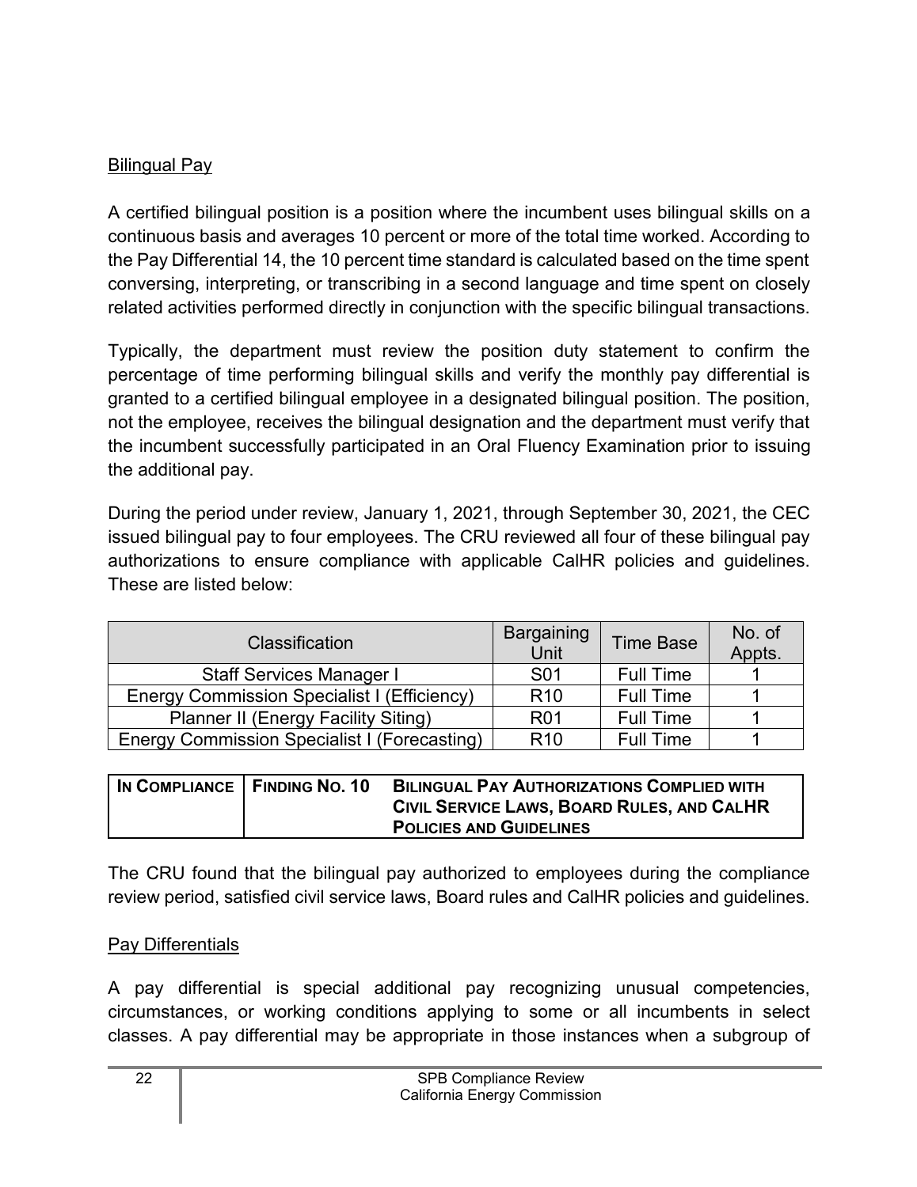## Bilingual Pay

A certified bilingual position is a position where the incumbent uses bilingual skills on a continuous basis and averages 10 percent or more of the total time worked. According to the Pay Differential 14, the 10 percent time standard is calculated based on the time spent conversing, interpreting, or transcribing in a second language and time spent on closely related activities performed directly in conjunction with the specific bilingual transactions.

Typically, the department must review the position duty statement to confirm the percentage of time performing bilingual skills and verify the monthly pay differential is granted to a certified bilingual employee in a designated bilingual position. The position, not the employee, receives the bilingual designation and the department must verify that the incumbent successfully participated in an Oral Fluency Examination prior to issuing the additional pay.

During the period under review, January 1, 2021, through September 30, 2021, the CEC issued bilingual pay to four employees. The CRU reviewed all four of these bilingual pay authorizations to ensure compliance with applicable CalHR policies and guidelines. These are listed below:

| Classification | Bargaining Unit | Time Base | No. of Appts. |
|---|---|---|---|
| Staff Services Manager I | S01 | Full Time | 1 |
| Energy Commission Specialist I (Efficiency) | R10 | Full Time | 1 |
| Planner II (Energy Facility Siting) | R01 | Full Time | 1 |
| Energy Commission Specialist I (Forecasting) | R10 | Full Time | 1 |

| IN COMPLIANCE | FINDING NO. 10 | BILINGUAL PAY AUTHORIZATIONS COMPLIED WITH CIVIL SERVICE LAWS, BOARD RULES, AND CALHR POLICIES AND GUIDELINES |
|---|---|---|

The CRU found that the bilingual pay authorized to employees during the compliance review period, satisfied civil service laws, Board rules and CalHR policies and guidelines.

## Pay Differentials

A pay differential is special additional pay recognizing unusual competencies, circumstances, or working conditions applying to some or all incumbents in select classes. A pay differential may be appropriate in those instances when a subgroup of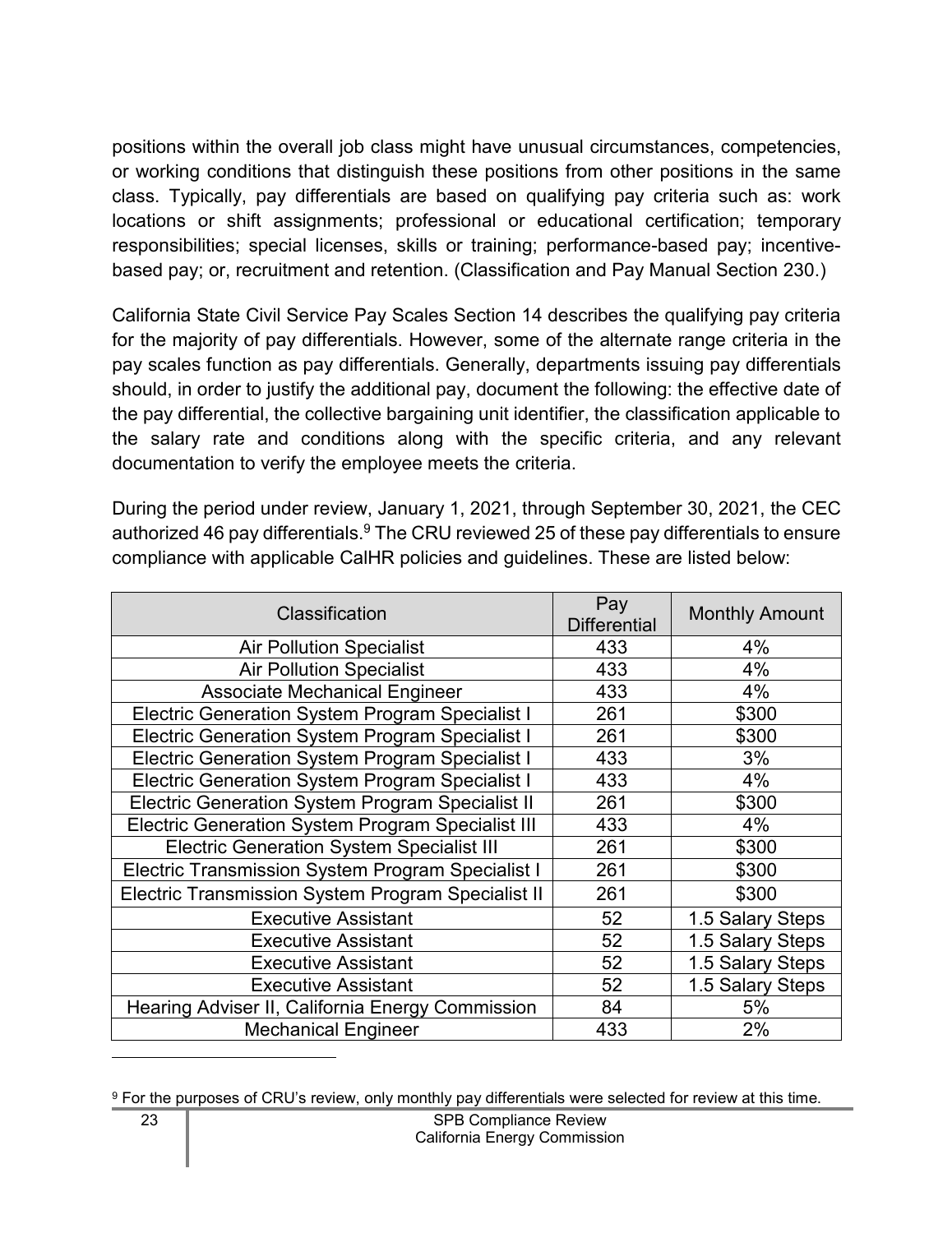positions within the overall job class might have unusual circumstances, competencies, or working conditions that distinguish these positions from other positions in the same class. Typically, pay differentials are based on qualifying pay criteria such as: work locations or shift assignments; professional or educational certification; temporary responsibilities; special licenses, skills or training; performance-based pay; incentive-based pay; or, recruitment and retention. (Classification and Pay Manual Section 230.)

California State Civil Service Pay Scales Section 14 describes the qualifying pay criteria for the majority of pay differentials. However, some of the alternate range criteria in the pay scales function as pay differentials. Generally, departments issuing pay differentials should, in order to justify the additional pay, document the following: the effective date of the pay differential, the collective bargaining unit identifier, the classification applicable to the salary rate and conditions along with the specific criteria, and any relevant documentation to verify the employee meets the criteria.

During the period under review, January 1, 2021, through September 30, 2021, the CEC authorized 46 pay differentials.[9] The CRU reviewed 25 of these pay differentials to ensure compliance with applicable CalHR policies and guidelines. These are listed below:

| Classification | Pay Differential | Monthly Amount |
|---|---|---|
| Air Pollution Specialist | 433 | 4% |
| Air Pollution Specialist | 433 | 4% |
| Associate Mechanical Engineer | 433 | 4% |
| Electric Generation System Program Specialist I | 261 | $300 |
| Electric Generation System Program Specialist I | 261 | $300 |
| Electric Generation System Program Specialist I | 433 | 3% |
| Electric Generation System Program Specialist I | 433 | 4% |
| Electric Generation System Program Specialist II | 261 | $300 |
| Electric Generation System Program Specialist III | 433 | 4% |
| Electric Generation System Specialist III | 261 | $300 |
| Electric Transmission System Program Specialist I | 261 | $300 |
| Electric Transmission System Program Specialist II | 261 | $300 |
| Executive Assistant | 52 | 1.5 Salary Steps |
| Executive Assistant | 52 | 1.5 Salary Steps |
| Executive Assistant | 52 | 1.5 Salary Steps |
| Executive Assistant | 52 | 1.5 Salary Steps |
| Hearing Adviser II, California Energy Commission | 84 | 5% |
| Mechanical Engineer | 433 | 2% |

[9] For the purposes of CRU's review, only monthly pay differentials were selected for review at this time.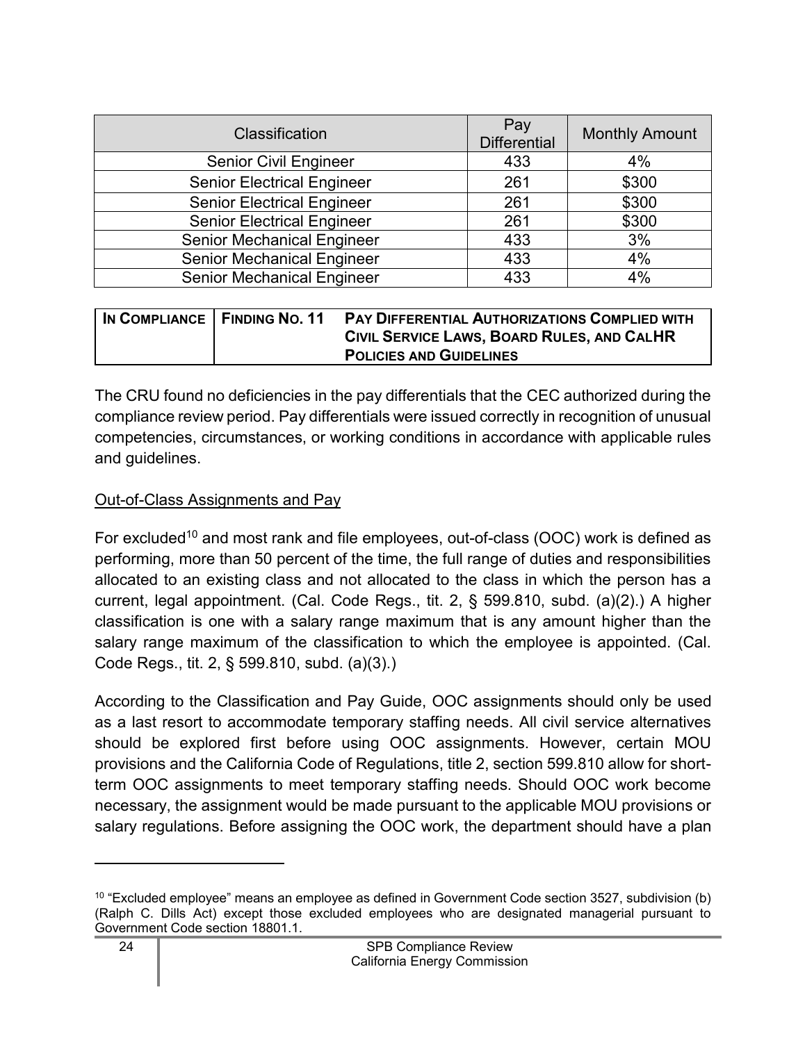| Classification | Pay Differential | Monthly Amount |
|---|---|---|
| Senior Civil Engineer | 433 | 4% |
| Senior Electrical Engineer | 261 | $300 |
| Senior Electrical Engineer | 261 | $300 |
| Senior Electrical Engineer | 261 | $300 |
| Senior Mechanical Engineer | 433 | 3% |
| Senior Mechanical Engineer | 433 | 4% |
| Senior Mechanical Engineer | 433 | 4% |

| **IN COMPLIANCE** | **FINDING NO. 11** | **PAY DIFFERENTIAL AUTHORIZATIONS COMPLIED WITH CIVIL SERVICE LAWS, BOARD RULES, AND CALHR POLICIES AND GUIDELINES** |
|---|---|---|

The CRU found no deficiencies in the pay differentials that the CEC authorized during the compliance review period. Pay differentials were issued correctly in recognition of unusual competencies, circumstances, or working conditions in accordance with applicable rules and guidelines.

Out-of-Class Assignments and Pay

For excluded[10] and most rank and file employees, out-of-class (OOC) work is defined as performing, more than 50 percent of the time, the full range of duties and responsibilities allocated to an existing class and not allocated to the class in which the person has a current, legal appointment. (Cal. Code Regs., tit. 2, § 599.810, subd. (a)(2).) A higher classification is one with a salary range maximum that is any amount higher than the salary range maximum of the classification to which the employee is appointed. (Cal. Code Regs., tit. 2, § 599.810, subd. (a)(3).)

According to the Classification and Pay Guide, OOC assignments should only be used as a last resort to accommodate temporary staffing needs. All civil service alternatives should be explored first before using OOC assignments. However, certain MOU provisions and the California Code of Regulations, title 2, section 599.810 allow for short-term OOC assignments to meet temporary staffing needs. Should OOC work become necessary, the assignment would be made pursuant to the applicable MOU provisions or salary regulations. Before assigning the OOC work, the department should have a plan

[10] "Excluded employee" means an employee as defined in Government Code section 3527, subdivision (b) (Ralph C. Dills Act) except those excluded employees who are designated managerial pursuant to Government Code section 18801.1.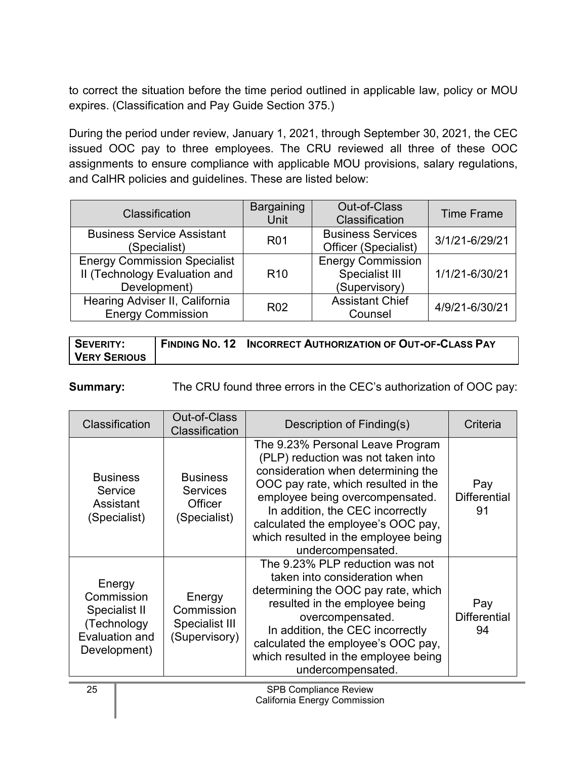to correct the situation before the time period outlined in applicable law, policy or MOU expires. (Classification and Pay Guide Section 375.)

During the period under review, January 1, 2021, through September 30, 2021, the CEC issued OOC pay to three employees. The CRU reviewed all three of these OOC assignments to ensure compliance with applicable MOU provisions, salary regulations, and CalHR policies and guidelines. These are listed below:

| Classification | Bargaining Unit | Out-of-Class Classification | Time Frame |
|---|---|---|---|
| Business Service Assistant (Specialist) | R01 | Business Services Officer (Specialist) | 3/1/21-6/29/21 |
| Energy Commission Specialist II (Technology Evaluation and Development) | R10 | Energy Commission Specialist III (Supervisory) | 1/1/21-6/30/21 |
| Hearing Adviser II, California Energy Commission | R02 | Assistant Chief Counsel | 4/9/21-6/30/21 |

| **SEVERITY: VERY SERIOUS** | **FINDING NO. 12 INCORRECT AUTHORIZATION OF OUT-OF-CLASS PAY** |
|---|---|

**Summary:** The CRU found three errors in the CEC's authorization of OOC pay:

| Classification | Out-of-Class Classification | Description of Finding(s) | Criteria |
|---|---|---|---|
| Business Service Assistant (Specialist) | Business Services Officer (Specialist) | The 9.23% Personal Leave Program (PLP) reduction was not taken into consideration when determining the OOC pay rate, which resulted in the employee being overcompensated. In addition, the CEC incorrectly calculated the employee's OOC pay, which resulted in the employee being undercompensated. | Pay Differential 91 |
| Energy Commission Specialist II (Technology Evaluation and Development) | Energy Commission Specialist III (Supervisory) | The 9.23% PLP reduction was not taken into consideration when determining the OOC pay rate, which resulted in the employee being overcompensated. In addition, the CEC incorrectly calculated the employee's OOC pay, which resulted in the employee being undercompensated. | Pay Differential 94 |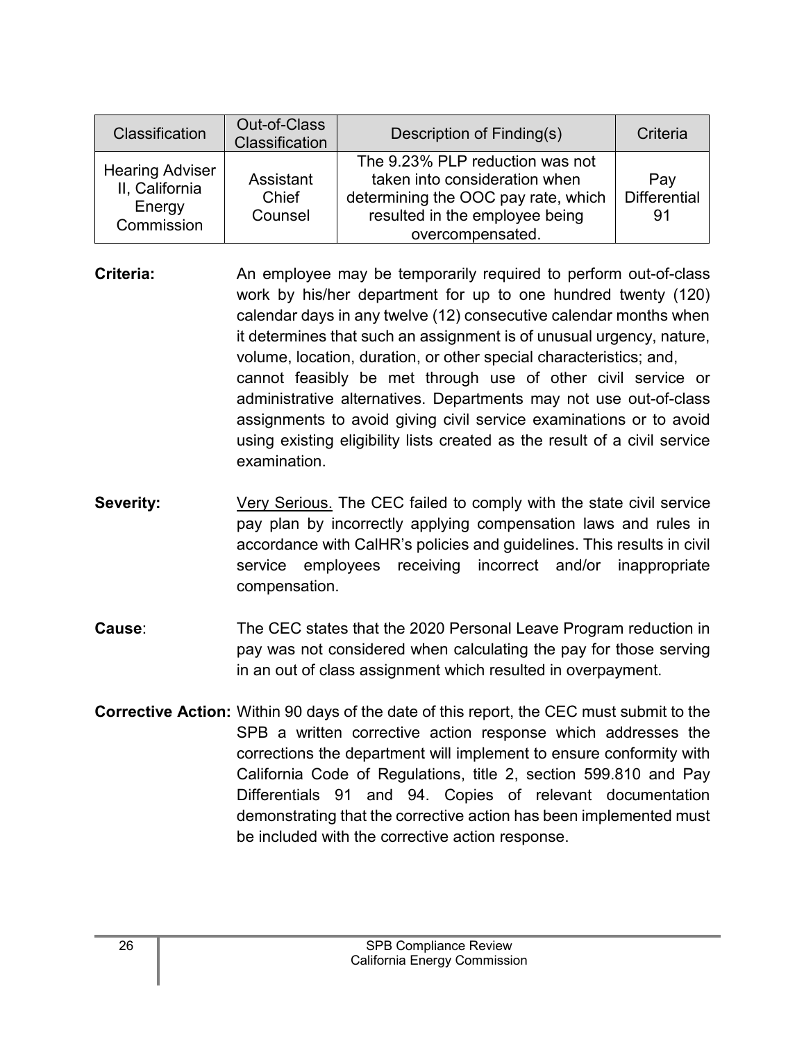| Classification | Out-of-Class Classification | Description of Finding(s) | Criteria |
|---|---|---|---|
| Hearing Adviser II, California Energy Commission | Assistant Chief Counsel | The 9.23% PLP reduction was not taken into consideration when determining the OOC pay rate, which resulted in the employee being overcompensated. | Pay Differential 91 |

**Criteria:** An employee may be temporarily required to perform out-of-class work by his/her department for up to one hundred twenty (120) calendar days in any twelve (12) consecutive calendar months when it determines that such an assignment is of unusual urgency, nature, volume, location, duration, or other special characteristics; and, cannot feasibly be met through use of other civil service or administrative alternatives. Departments may not use out-of-class assignments to avoid giving civil service examinations or to avoid using existing eligibility lists created as the result of a civil service examination.

**Severity:** Very Serious. The CEC failed to comply with the state civil service pay plan by incorrectly applying compensation laws and rules in accordance with CalHR's policies and guidelines. This results in civil service employees receiving incorrect and/or inappropriate compensation.

**Cause:** The CEC states that the 2020 Personal Leave Program reduction in pay was not considered when calculating the pay for those serving in an out of class assignment which resulted in overpayment.

**Corrective Action:** Within 90 days of the date of this report, the CEC must submit to the SPB a written corrective action response which addresses the corrections the department will implement to ensure conformity with California Code of Regulations, title 2, section 599.810 and Pay Differentials 91 and 94. Copies of relevant documentation demonstrating that the corrective action has been implemented must be included with the corrective action response.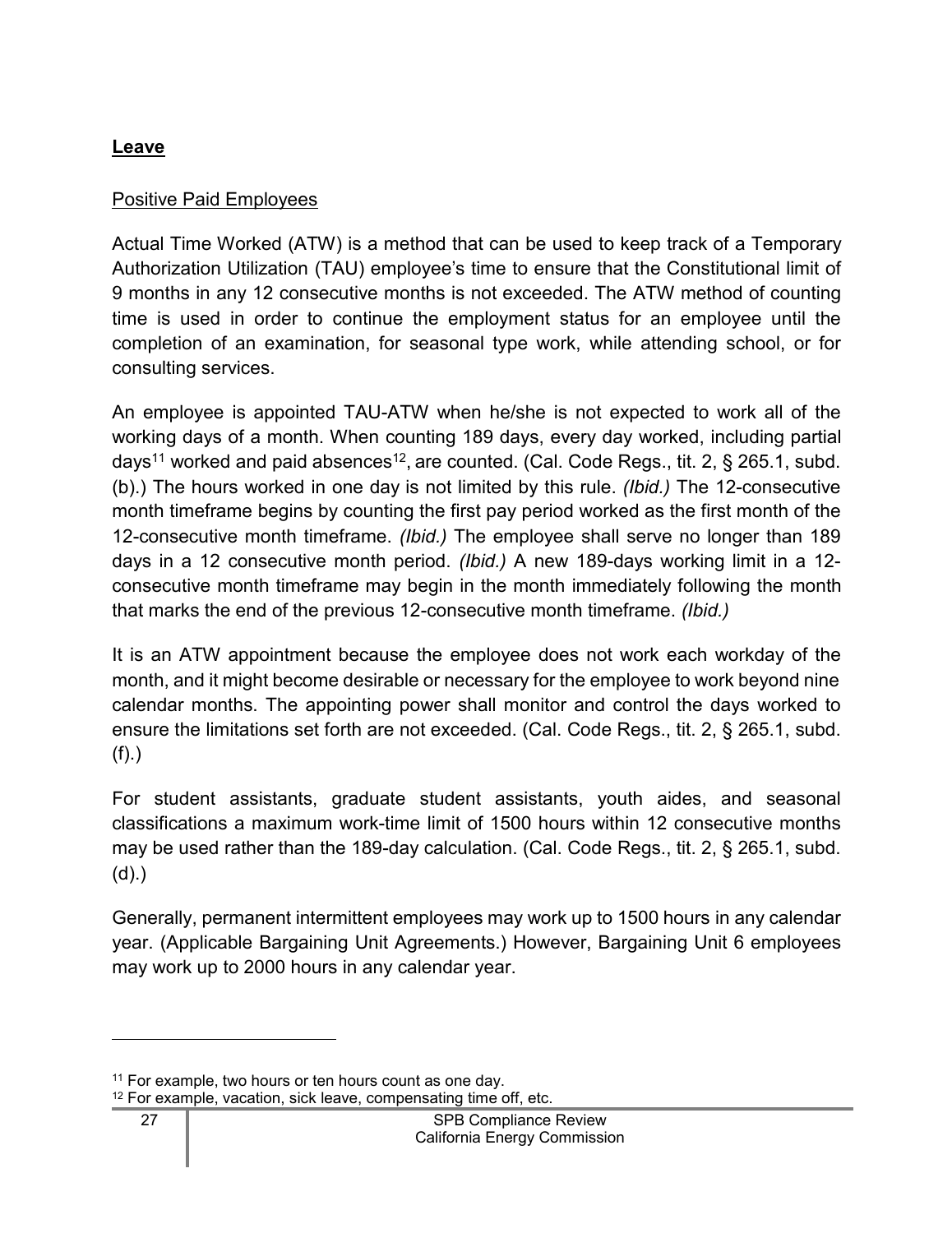## Leave

### Positive Paid Employees

Actual Time Worked (ATW) is a method that can be used to keep track of a Temporary Authorization Utilization (TAU) employee's time to ensure that the Constitutional limit of 9 months in any 12 consecutive months is not exceeded. The ATW method of counting time is used in order to continue the employment status for an employee until the completion of an examination, for seasonal type work, while attending school, or for consulting services.

An employee is appointed TAU-ATW when he/she is not expected to work all of the working days of a month. When counting 189 days, every day worked, including partial days[11] worked and paid absences[12], are counted. (Cal. Code Regs., tit. 2, § 265.1, subd. (b).) The hours worked in one day is not limited by this rule. *(Ibid.)* The 12-consecutive month timeframe begins by counting the first pay period worked as the first month of the 12-consecutive month timeframe. *(Ibid.)* The employee shall serve no longer than 189 days in a 12 consecutive month period. *(Ibid.)* A new 189-days working limit in a 12-consecutive month timeframe may begin in the month immediately following the month that marks the end of the previous 12-consecutive month timeframe. *(Ibid.)*

It is an ATW appointment because the employee does not work each workday of the month, and it might become desirable or necessary for the employee to work beyond nine calendar months. The appointing power shall monitor and control the days worked to ensure the limitations set forth are not exceeded. (Cal. Code Regs., tit. 2, § 265.1, subd. (f).)

For student assistants, graduate student assistants, youth aides, and seasonal classifications a maximum work-time limit of 1500 hours within 12 consecutive months may be used rather than the 189-day calculation. (Cal. Code Regs., tit. 2, § 265.1, subd. (d).)

Generally, permanent intermittent employees may work up to 1500 hours in any calendar year. (Applicable Bargaining Unit Agreements.) However, Bargaining Unit 6 employees may work up to 2000 hours in any calendar year.

---

[11] For example, two hours or ten hours count as one day.

[12] For example, vacation, sick leave, compensating time off, etc.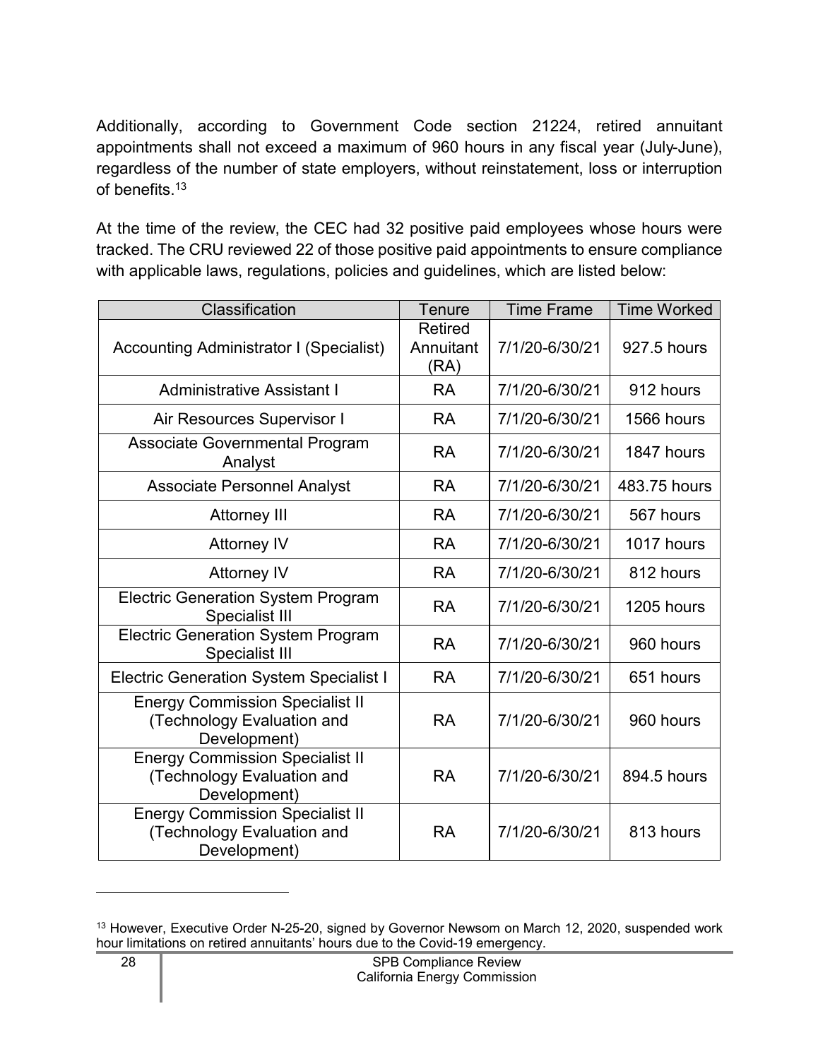Additionally, according to Government Code section 21224, retired annuitant appointments shall not exceed a maximum of 960 hours in any fiscal year (July-June), regardless of the number of state employers, without reinstatement, loss or interruption of benefits.[13]

At the time of the review, the CEC had 32 positive paid employees whose hours were tracked. The CRU reviewed 22 of those positive paid appointments to ensure compliance with applicable laws, regulations, policies and guidelines, which are listed below:

| Classification | Tenure | Time Frame | Time Worked |
|---|---|---|---|
| Accounting Administrator I (Specialist) | Retired Annuitant (RA) | 7/1/20-6/30/21 | 927.5 hours |
| Administrative Assistant I | RA | 7/1/20-6/30/21 | 912 hours |
| Air Resources Supervisor I | RA | 7/1/20-6/30/21 | 1566 hours |
| Associate Governmental Program Analyst | RA | 7/1/20-6/30/21 | 1847 hours |
| Associate Personnel Analyst | RA | 7/1/20-6/30/21 | 483.75 hours |
| Attorney III | RA | 7/1/20-6/30/21 | 567 hours |
| Attorney IV | RA | 7/1/20-6/30/21 | 1017 hours |
| Attorney IV | RA | 7/1/20-6/30/21 | 812 hours |
| Electric Generation System Program Specialist III | RA | 7/1/20-6/30/21 | 1205 hours |
| Electric Generation System Program Specialist III | RA | 7/1/20-6/30/21 | 960 hours |
| Electric Generation System Specialist I | RA | 7/1/20-6/30/21 | 651 hours |
| Energy Commission Specialist II (Technology Evaluation and Development) | RA | 7/1/20-6/30/21 | 960 hours |
| Energy Commission Specialist II (Technology Evaluation and Development) | RA | 7/1/20-6/30/21 | 894.5 hours |
| Energy Commission Specialist II (Technology Evaluation and Development) | RA | 7/1/20-6/30/21 | 813 hours |

[13] However, Executive Order N-25-20, signed by Governor Newsom on March 12, 2020, suspended work hour limitations on retired annuitants' hours due to the Covid-19 emergency.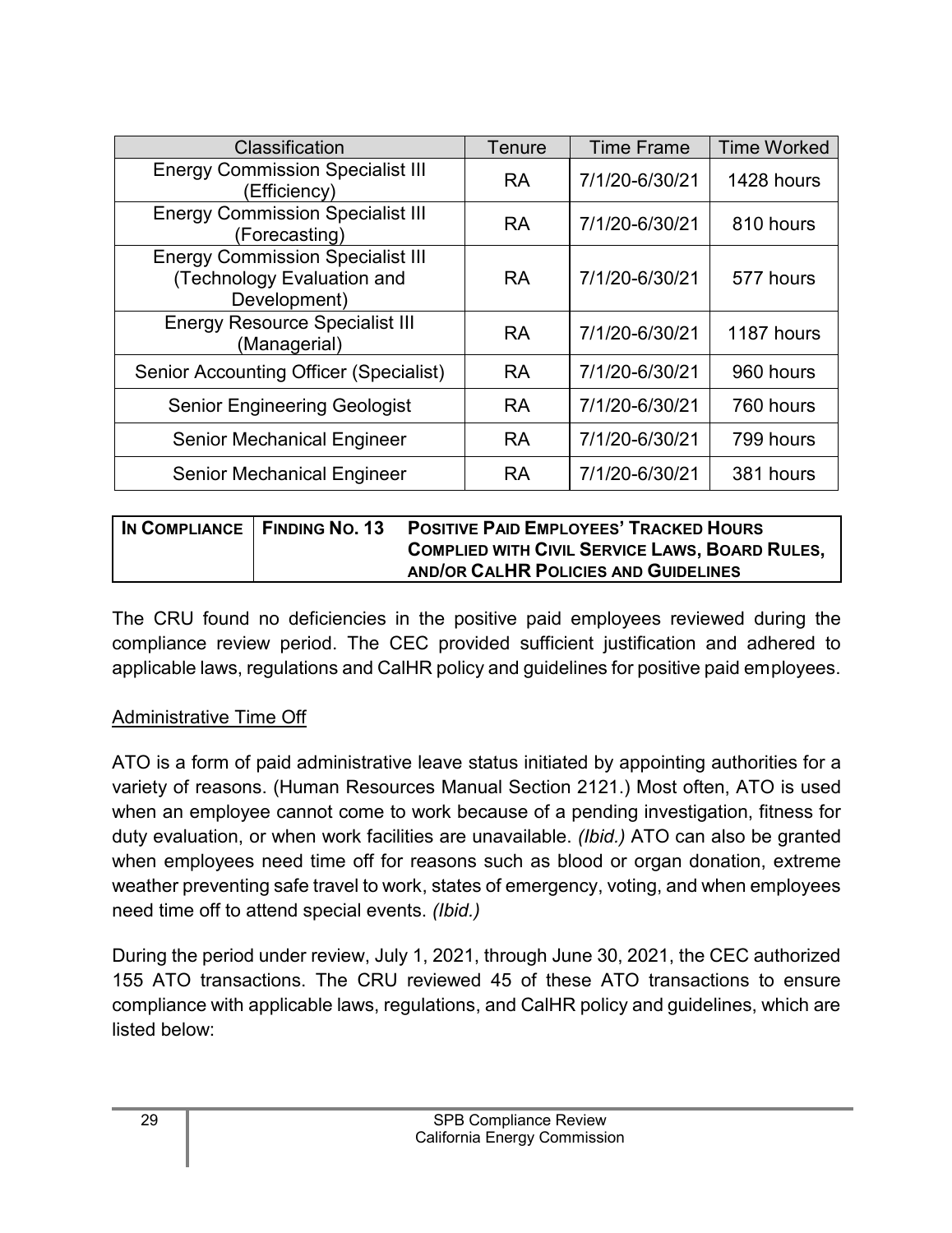| Classification | Tenure | Time Frame | Time Worked |
|---|---|---|---|
| Energy Commission Specialist III (Efficiency) | RA | 7/1/20-6/30/21 | 1428 hours |
| Energy Commission Specialist III (Forecasting) | RA | 7/1/20-6/30/21 | 810 hours |
| Energy Commission Specialist III (Technology Evaluation and Development) | RA | 7/1/20-6/30/21 | 577 hours |
| Energy Resource Specialist III (Managerial) | RA | 7/1/20-6/30/21 | 1187 hours |
| Senior Accounting Officer (Specialist) | RA | 7/1/20-6/30/21 | 960 hours |
| Senior Engineering Geologist | RA | 7/1/20-6/30/21 | 760 hours |
| Senior Mechanical Engineer | RA | 7/1/20-6/30/21 | 799 hours |
| Senior Mechanical Engineer | RA | 7/1/20-6/30/21 | 381 hours |

| **IN COMPLIANCE** | **FINDING NO. 13** | **POSITIVE PAID EMPLOYEES' TRACKED HOURS COMPLIED WITH CIVIL SERVICE LAWS, BOARD RULES, AND/OR CALHR POLICIES AND GUIDELINES** |
|---|---|---|

The CRU found no deficiencies in the positive paid employees reviewed during the compliance review period. The CEC provided sufficient justification and adhered to applicable laws, regulations and CalHR policy and guidelines for positive paid employees.

<u>Administrative Time Off</u>

ATO is a form of paid administrative leave status initiated by appointing authorities for a variety of reasons. (Human Resources Manual Section 2121.) Most often, ATO is used when an employee cannot come to work because of a pending investigation, fitness for duty evaluation, or when work facilities are unavailable. *(Ibid.)* ATO can also be granted when employees need time off for reasons such as blood or organ donation, extreme weather preventing safe travel to work, states of emergency, voting, and when employees need time off to attend special events. *(Ibid.)*

During the period under review, July 1, 2021, through June 30, 2021, the CEC authorized 155 ATO transactions. The CRU reviewed 45 of these ATO transactions to ensure compliance with applicable laws, regulations, and CalHR policy and guidelines, which are listed below: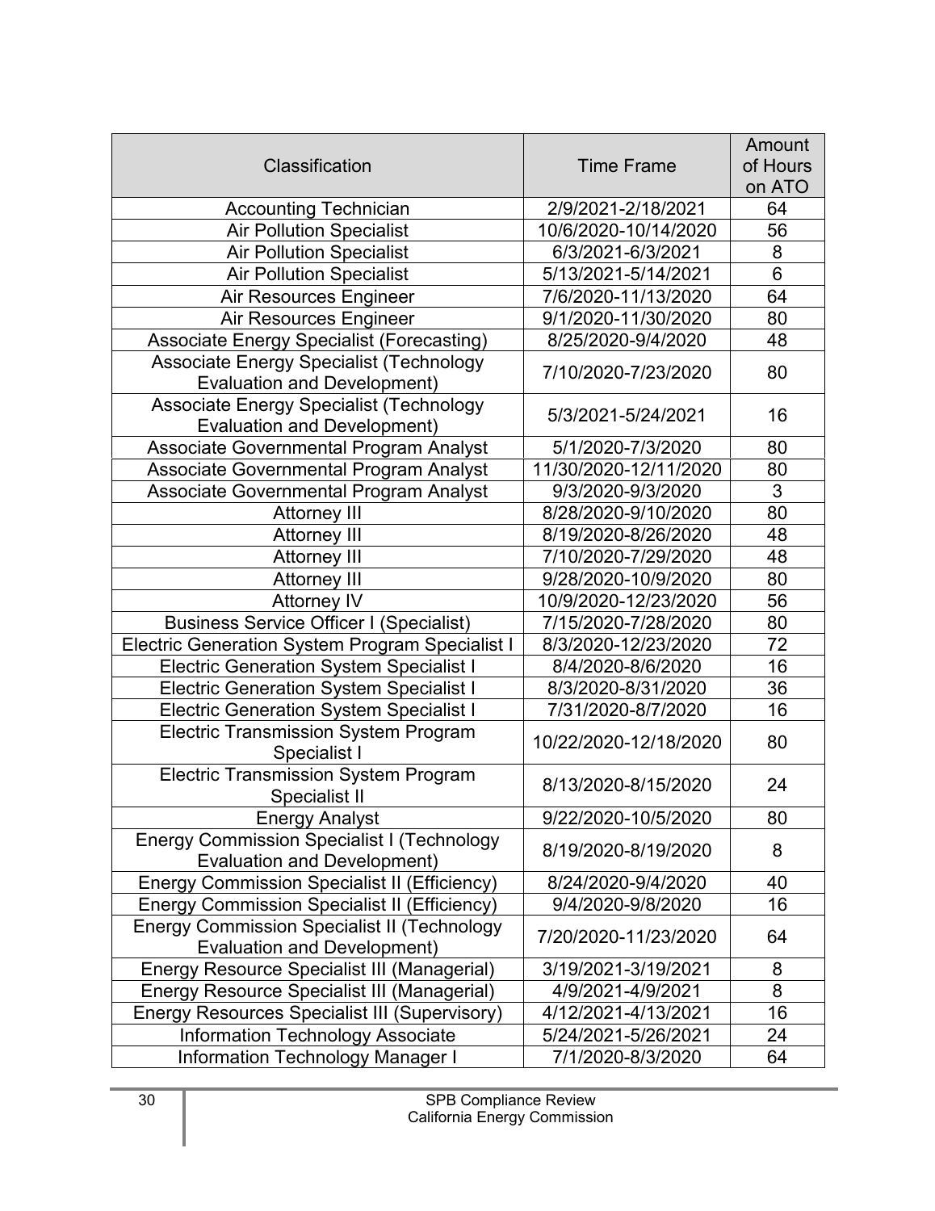| Classification | Time Frame | Amount of Hours on ATO |
|---|---|---|
| Accounting Technician | 2/9/2021-2/18/2021 | 64 |
| Air Pollution Specialist | 10/6/2020-10/14/2020 | 56 |
| Air Pollution Specialist | 6/3/2021-6/3/2021 | 8 |
| Air Pollution Specialist | 5/13/2021-5/14/2021 | 6 |
| Air Resources Engineer | 7/6/2020-11/13/2020 | 64 |
| Air Resources Engineer | 9/1/2020-11/30/2020 | 80 |
| Associate Energy Specialist (Forecasting) | 8/25/2020-9/4/2020 | 48 |
| Associate Energy Specialist (Technology Evaluation and Development) | 7/10/2020-7/23/2020 | 80 |
| Associate Energy Specialist (Technology Evaluation and Development) | 5/3/2021-5/24/2021 | 16 |
| Associate Governmental Program Analyst | 5/1/2020-7/3/2020 | 80 |
| Associate Governmental Program Analyst | 11/30/2020-12/11/2020 | 80 |
| Associate Governmental Program Analyst | 9/3/2020-9/3/2020 | 3 |
| Attorney III | 8/28/2020-9/10/2020 | 80 |
| Attorney III | 8/19/2020-8/26/2020 | 48 |
| Attorney III | 7/10/2020-7/29/2020 | 48 |
| Attorney III | 9/28/2020-10/9/2020 | 80 |
| Attorney IV | 10/9/2020-12/23/2020 | 56 |
| Business Service Officer I (Specialist) | 7/15/2020-7/28/2020 | 80 |
| Electric Generation System Program Specialist I | 8/3/2020-12/23/2020 | 72 |
| Electric Generation System Specialist I | 8/4/2020-8/6/2020 | 16 |
| Electric Generation System Specialist I | 8/3/2020-8/31/2020 | 36 |
| Electric Generation System Specialist I | 7/31/2020-8/7/2020 | 16 |
| Electric Transmission System Program Specialist I | 10/22/2020-12/18/2020 | 80 |
| Electric Transmission System Program Specialist II | 8/13/2020-8/15/2020 | 24 |
| Energy Analyst | 9/22/2020-10/5/2020 | 80 |
| Energy Commission Specialist I (Technology Evaluation and Development) | 8/19/2020-8/19/2020 | 8 |
| Energy Commission Specialist II (Efficiency) | 8/24/2020-9/4/2020 | 40 |
| Energy Commission Specialist II (Efficiency) | 9/4/2020-9/8/2020 | 16 |
| Energy Commission Specialist II (Technology Evaluation and Development) | 7/20/2020-11/23/2020 | 64 |
| Energy Resource Specialist III (Managerial) | 3/19/2021-3/19/2021 | 8 |
| Energy Resource Specialist III (Managerial) | 4/9/2021-4/9/2021 | 8 |
| Energy Resources Specialist III (Supervisory) | 4/12/2021-4/13/2021 | 16 |
| Information Technology Associate | 5/24/2021-5/26/2021 | 24 |
| Information Technology Manager I | 7/1/2020-8/3/2020 | 64 |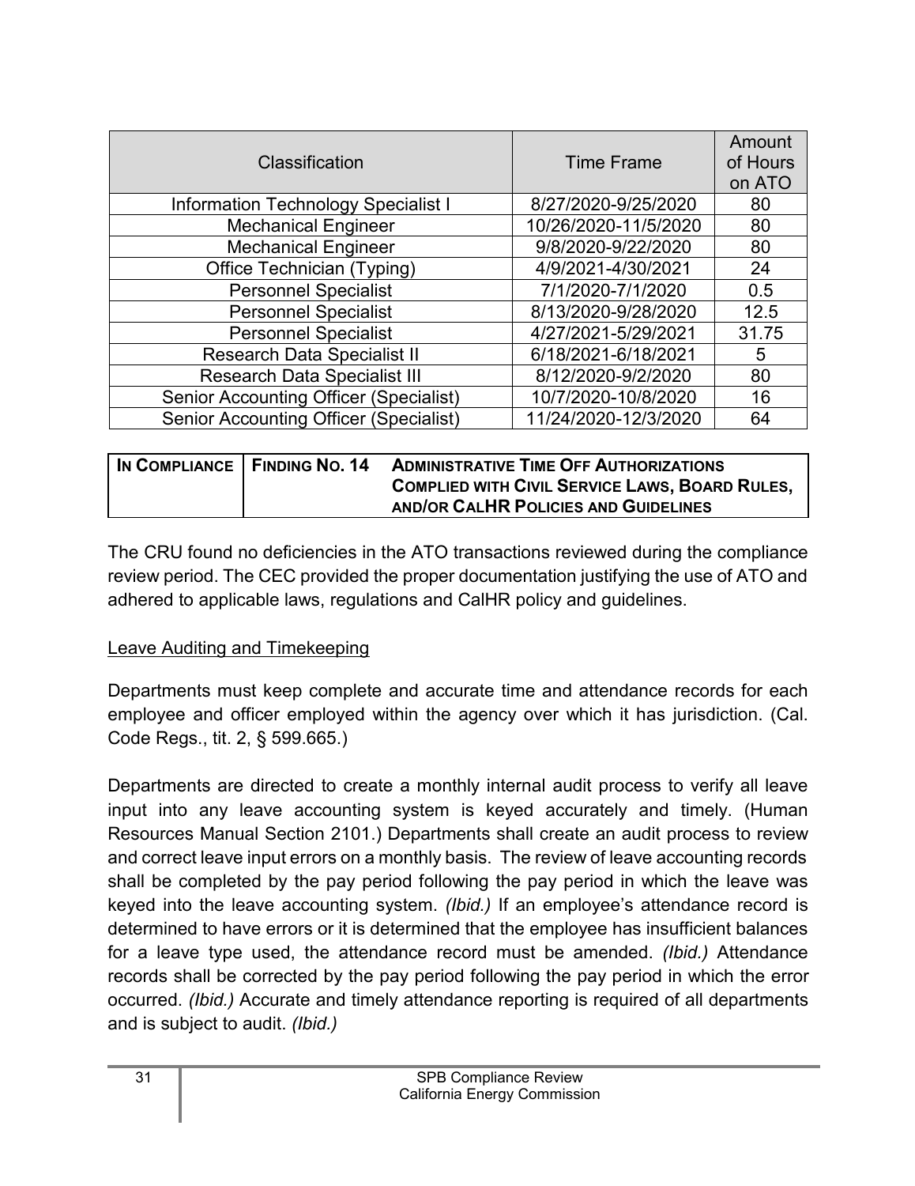| Classification | Time Frame | Amount of Hours on ATO |
|---|---|---|
| Information Technology Specialist I | 8/27/2020-9/25/2020 | 80 |
| Mechanical Engineer | 10/26/2020-11/5/2020 | 80 |
| Mechanical Engineer | 9/8/2020-9/22/2020 | 80 |
| Office Technician (Typing) | 4/9/2021-4/30/2021 | 24 |
| Personnel Specialist | 7/1/2020-7/1/2020 | 0.5 |
| Personnel Specialist | 8/13/2020-9/28/2020 | 12.5 |
| Personnel Specialist | 4/27/2021-5/29/2021 | 31.75 |
| Research Data Specialist II | 6/18/2021-6/18/2021 | 5 |
| Research Data Specialist III | 8/12/2020-9/2/2020 | 80 |
| Senior Accounting Officer (Specialist) | 10/7/2020-10/8/2020 | 16 |
| Senior Accounting Officer (Specialist) | 11/24/2020-12/3/2020 | 64 |

| **IN COMPLIANCE** | **FINDING NO. 14** | **ADMINISTRATIVE TIME OFF AUTHORIZATIONS COMPLIED WITH CIVIL SERVICE LAWS, BOARD RULES, AND/OR CALHR POLICIES AND GUIDELINES** |
|---|---|---|

The CRU found no deficiencies in the ATO transactions reviewed during the compliance review period. The CEC provided the proper documentation justifying the use of ATO and adhered to applicable laws, regulations and CalHR policy and guidelines.

## Leave Auditing and Timekeeping

Departments must keep complete and accurate time and attendance records for each employee and officer employed within the agency over which it has jurisdiction. (Cal. Code Regs., tit. 2, § 599.665.)

Departments are directed to create a monthly internal audit process to verify all leave input into any leave accounting system is keyed accurately and timely. (Human Resources Manual Section 2101.) Departments shall create an audit process to review and correct leave input errors on a monthly basis. The review of leave accounting records shall be completed by the pay period following the pay period in which the leave was keyed into the leave accounting system. *(Ibid.)* If an employee's attendance record is determined to have errors or it is determined that the employee has insufficient balances for a leave type used, the attendance record must be amended. *(Ibid.)* Attendance records shall be corrected by the pay period following the pay period in which the error occurred. *(Ibid.)* Accurate and timely attendance reporting is required of all departments and is subject to audit. *(Ibid.)*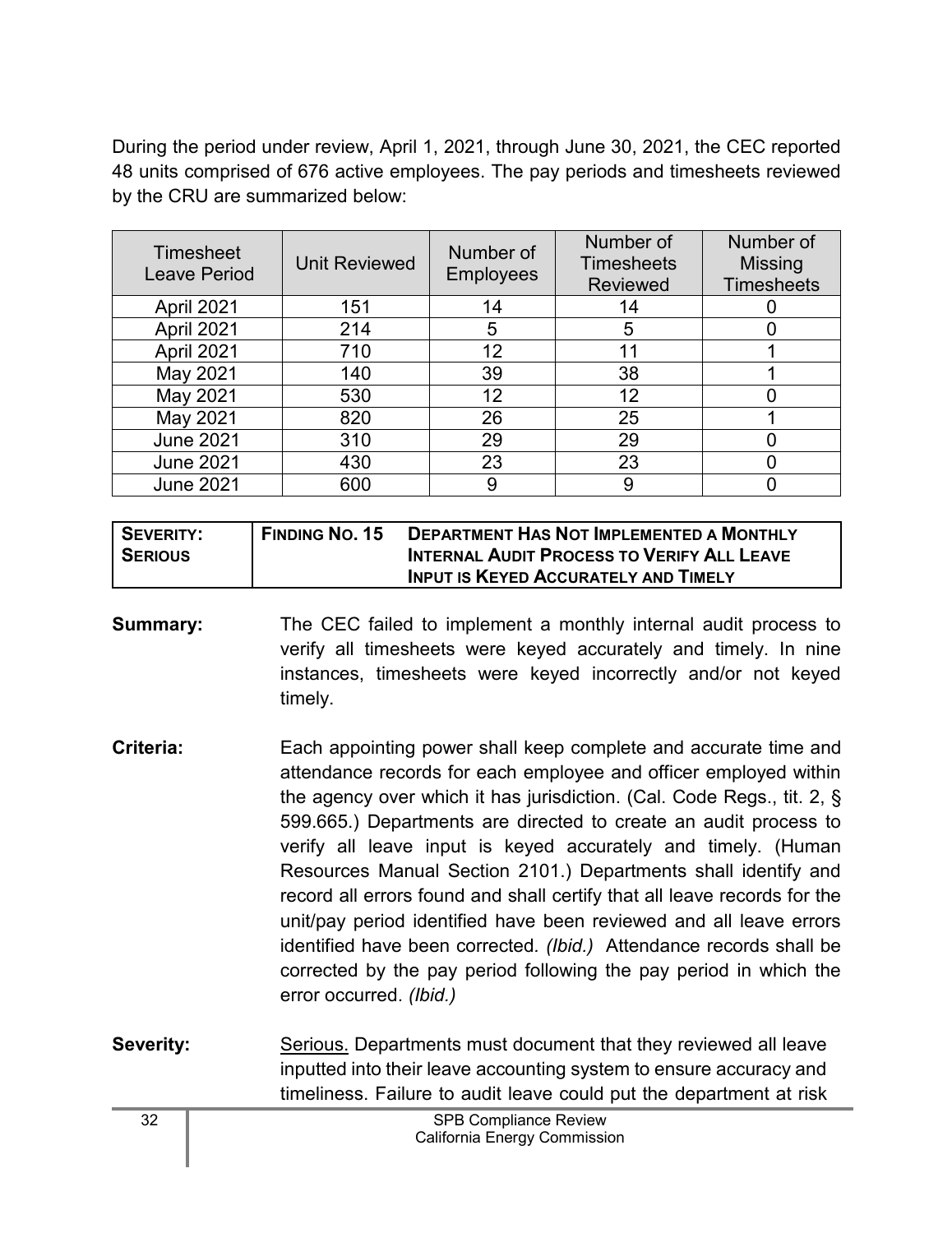During the period under review, April 1, 2021, through June 30, 2021, the CEC reported 48 units comprised of 676 active employees. The pay periods and timesheets reviewed by the CRU are summarized below:

| Timesheet Leave Period | Unit Reviewed | Number of Employees | Number of Timesheets Reviewed | Number of Missing Timesheets |
|---|---|---|---|---|
| April 2021 | 151 | 14 | 14 | 0 |
| April 2021 | 214 | 5 | 5 | 0 |
| April 2021 | 710 | 12 | 11 | 1 |
| May 2021 | 140 | 39 | 38 | 1 |
| May 2021 | 530 | 12 | 12 | 0 |
| May 2021 | 820 | 26 | 25 | 1 |
| June 2021 | 310 | 29 | 29 | 0 |
| June 2021 | 430 | 23 | 23 | 0 |
| June 2021 | 600 | 9 | 9 | 0 |

| **SEVERITY: SERIOUS** | **FINDING NO. 15** | **DEPARTMENT HAS NOT IMPLEMENTED A MONTHLY INTERNAL AUDIT PROCESS TO VERIFY ALL LEAVE INPUT IS KEYED ACCURATELY AND TIMELY** |
|---|---|---|

**Summary:** The CEC failed to implement a monthly internal audit process to verify all timesheets were keyed accurately and timely. In nine instances, timesheets were keyed incorrectly and/or not keyed timely.

**Criteria:** Each appointing power shall keep complete and accurate time and attendance records for each employee and officer employed within the agency over which it has jurisdiction. (Cal. Code Regs., tit. 2, § 599.665.) Departments are directed to create an audit process to verify all leave input is keyed accurately and timely. (Human Resources Manual Section 2101.) Departments shall identify and record all errors found and shall certify that all leave records for the unit/pay period identified have been reviewed and all leave errors identified have been corrected. *(Ibid.)* Attendance records shall be corrected by the pay period following the pay period in which the error occurred. *(Ibid.)*

**Severity:** Serious. Departments must document that they reviewed all leave inputted into their leave accounting system to ensure accuracy and timeliness. Failure to audit leave could put the department at risk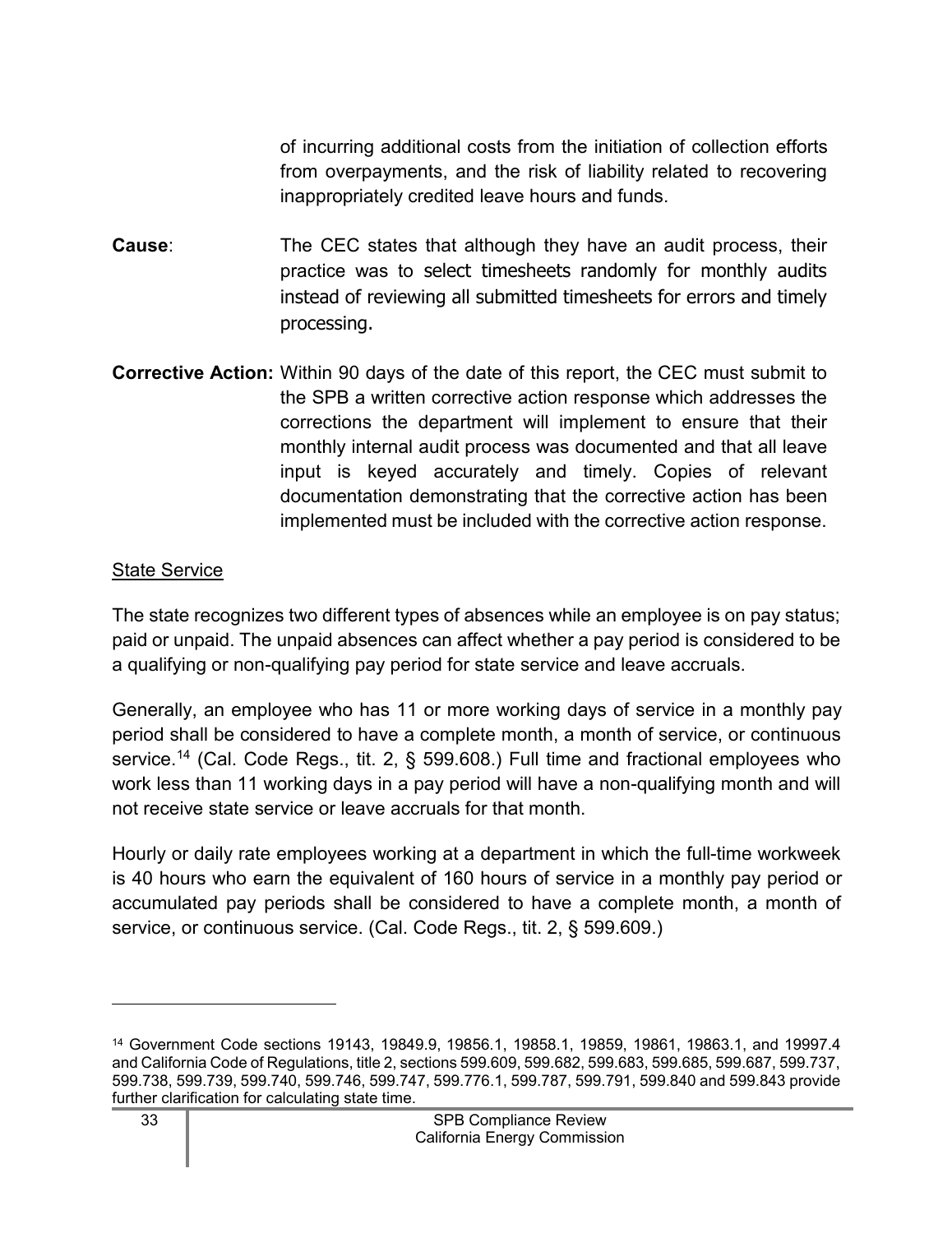of incurring additional costs from the initiation of collection efforts from overpayments, and the risk of liability related to recovering inappropriately credited leave hours and funds.

**Cause**: The CEC states that although they have an audit process, their practice was to select timesheets randomly for monthly audits instead of reviewing all submitted timesheets for errors and timely processing.

**Corrective Action:** Within 90 days of the date of this report, the CEC must submit to the SPB a written corrective action response which addresses the corrections the department will implement to ensure that their monthly internal audit process was documented and that all leave input is keyed accurately and timely. Copies of relevant documentation demonstrating that the corrective action has been implemented must be included with the corrective action response.

<u>State Service</u>

The state recognizes two different types of absences while an employee is on pay status; paid or unpaid. The unpaid absences can affect whether a pay period is considered to be a qualifying or non-qualifying pay period for state service and leave accruals.

Generally, an employee who has 11 or more working days of service in a monthly pay period shall be considered to have a complete month, a month of service, or continuous service.[14] (Cal. Code Regs., tit. 2, § 599.608.) Full time and fractional employees who work less than 11 working days in a pay period will have a non-qualifying month and will not receive state service or leave accruals for that month.

Hourly or daily rate employees working at a department in which the full-time workweek is 40 hours who earn the equivalent of 160 hours of service in a monthly pay period or accumulated pay periods shall be considered to have a complete month, a month of service, or continuous service. (Cal. Code Regs., tit. 2, § 599.609.)

---

[14] Government Code sections 19143, 19849.9, 19856.1, 19858.1, 19859, 19861, 19863.1, and 19997.4 and California Code of Regulations, title 2, sections 599.609, 599.682, 599.683, 599.685, 599.687, 599.737, 599.738, 599.739, 599.740, 599.746, 599.747, 599.776.1, 599.787, 599.791, 599.840 and 599.843 provide further clarification for calculating state time.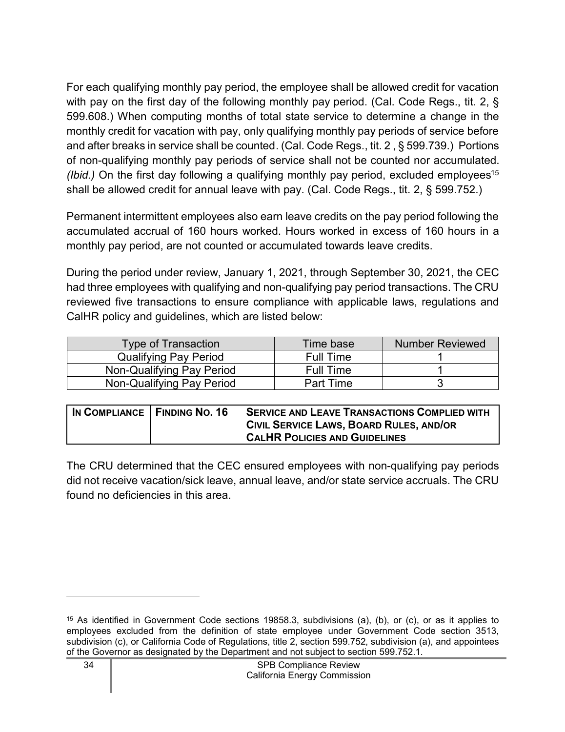For each qualifying monthly pay period, the employee shall be allowed credit for vacation with pay on the first day of the following monthly pay period. (Cal. Code Regs., tit. 2, § 599.608.) When computing months of total state service to determine a change in the monthly credit for vacation with pay, only qualifying monthly pay periods of service before and after breaks in service shall be counted. (Cal. Code Regs., tit. 2 , § 599.739.) Portions of non-qualifying monthly pay periods of service shall not be counted nor accumulated. *(Ibid.)* On the first day following a qualifying monthly pay period, excluded employees[15] shall be allowed credit for annual leave with pay. (Cal. Code Regs., tit. 2, § 599.752.)

Permanent intermittent employees also earn leave credits on the pay period following the accumulated accrual of 160 hours worked. Hours worked in excess of 160 hours in a monthly pay period, are not counted or accumulated towards leave credits.

During the period under review, January 1, 2021, through September 30, 2021, the CEC had three employees with qualifying and non-qualifying pay period transactions. The CRU reviewed five transactions to ensure compliance with applicable laws, regulations and CalHR policy and guidelines, which are listed below:

| Type of Transaction | Time base | Number Reviewed |
|---|---|---|
| Qualifying Pay Period | Full Time | 1 |
| Non-Qualifying Pay Period | Full Time | 1 |
| Non-Qualifying Pay Period | Part Time | 3 |

| **IN COMPLIANCE** | **FINDING NO. 16** | **SERVICE AND LEAVE TRANSACTIONS COMPLIED WITH CIVIL SERVICE LAWS, BOARD RULES, AND/OR CALHR POLICIES AND GUIDELINES** |
|---|---|---|

The CRU determined that the CEC ensured employees with non-qualifying pay periods did not receive vacation/sick leave, annual leave, and/or state service accruals. The CRU found no deficiencies in this area.

---

[15] As identified in Government Code sections 19858.3, subdivisions (a), (b), or (c), or as it applies to employees excluded from the definition of state employee under Government Code section 3513, subdivision (c), or California Code of Regulations, title 2, section 599.752, subdivision (a), and appointees of the Governor as designated by the Department and not subject to section 599.752.1.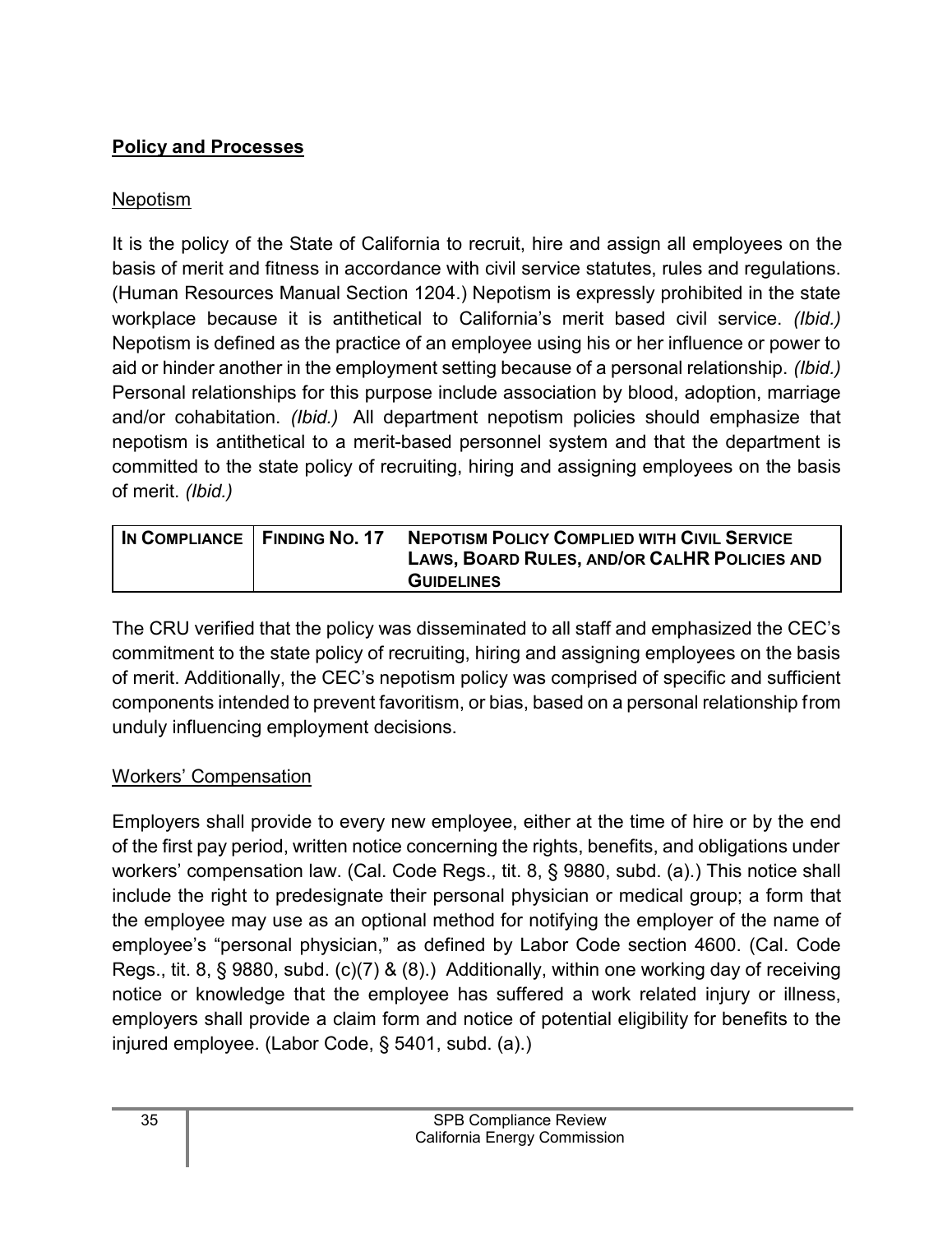**Policy and Processes**

Nepotism

It is the policy of the State of California to recruit, hire and assign all employees on the basis of merit and fitness in accordance with civil service statutes, rules and regulations. (Human Resources Manual Section 1204.) Nepotism is expressly prohibited in the state workplace because it is antithetical to California's merit based civil service. *(Ibid.)* Nepotism is defined as the practice of an employee using his or her influence or power to aid or hinder another in the employment setting because of a personal relationship. *(Ibid.)* Personal relationships for this purpose include association by blood, adoption, marriage and/or cohabitation. *(Ibid.)* All department nepotism policies should emphasize that nepotism is antithetical to a merit-based personnel system and that the department is committed to the state policy of recruiting, hiring and assigning employees on the basis of merit. *(Ibid.)*

| IN COMPLIANCE | FINDING NO. 17 | NEPOTISM POLICY COMPLIED WITH CIVIL SERVICE LAWS, BOARD RULES, AND/OR CALHR POLICIES AND GUIDELINES |
|---|---|---|

The CRU verified that the policy was disseminated to all staff and emphasized the CEC's commitment to the state policy of recruiting, hiring and assigning employees on the basis of merit. Additionally, the CEC's nepotism policy was comprised of specific and sufficient components intended to prevent favoritism, or bias, based on a personal relationship from unduly influencing employment decisions.

Workers' Compensation

Employers shall provide to every new employee, either at the time of hire or by the end of the first pay period, written notice concerning the rights, benefits, and obligations under workers' compensation law. (Cal. Code Regs., tit. 8, § 9880, subd. (a).) This notice shall include the right to predesignate their personal physician or medical group; a form that the employee may use as an optional method for notifying the employer of the name of employee's "personal physician," as defined by Labor Code section 4600. (Cal. Code Regs., tit. 8, § 9880, subd. (c)(7) & (8).) Additionally, within one working day of receiving notice or knowledge that the employee has suffered a work related injury or illness, employers shall provide a claim form and notice of potential eligibility for benefits to the injured employee. (Labor Code, § 5401, subd. (a).)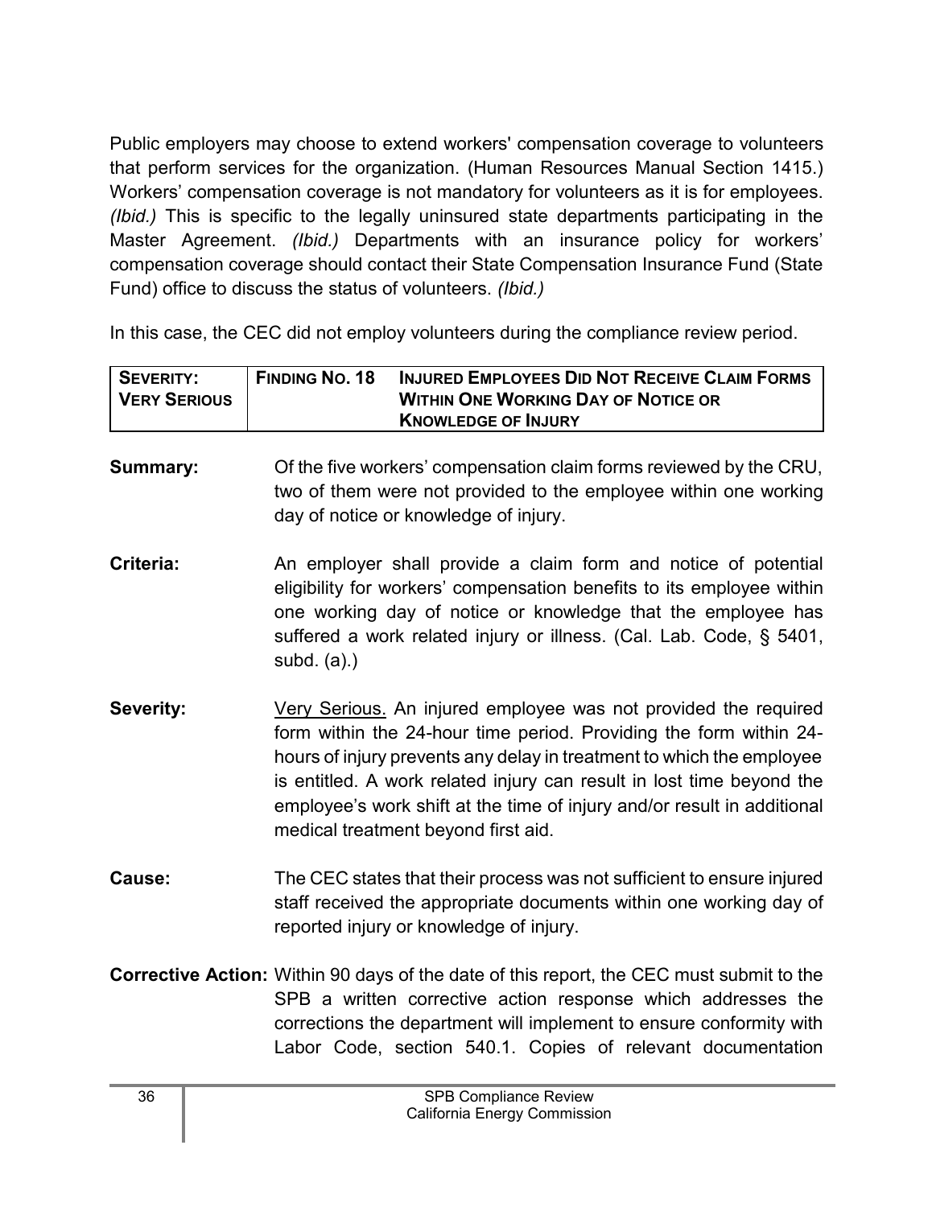Public employers may choose to extend workers' compensation coverage to volunteers that perform services for the organization. (Human Resources Manual Section 1415.) Workers’ compensation coverage is not mandatory for volunteers as it is for employees. *(Ibid.)* This is specific to the legally uninsured state departments participating in the Master Agreement. *(Ibid.)* Departments with an insurance policy for workers’ compensation coverage should contact their State Compensation Insurance Fund (State Fund) office to discuss the status of volunteers. *(Ibid.)*

In this case, the CEC did not employ volunteers during the compliance review period.

| **SEVERITY: VERY SERIOUS** | **FINDING NO. 18** | **INJURED EMPLOYEES DID NOT RECEIVE CLAIM FORMS WITHIN ONE WORKING DAY OF NOTICE OR KNOWLEDGE OF INJURY** |
|---|---|---|

**Summary:** Of the five workers’ compensation claim forms reviewed by the CRU, two of them were not provided to the employee within one working day of notice or knowledge of injury.

**Criteria:** An employer shall provide a claim form and notice of potential eligibility for workers’ compensation benefits to its employee within one working day of notice or knowledge that the employee has suffered a work related injury or illness. (Cal. Lab. Code, § 5401, subd. (a).)

**Severity:** Very Serious. An injured employee was not provided the required form within the 24-hour time period. Providing the form within 24-hours of injury prevents any delay in treatment to which the employee is entitled. A work related injury can result in lost time beyond the employee’s work shift at the time of injury and/or result in additional medical treatment beyond first aid.

**Cause:** The CEC states that their process was not sufficient to ensure injured staff received the appropriate documents within one working day of reported injury or knowledge of injury.

**Corrective Action:** Within 90 days of the date of this report, the CEC must submit to the SPB a written corrective action response which addresses the corrections the department will implement to ensure conformity with Labor Code, section 540.1. Copies of relevant documentation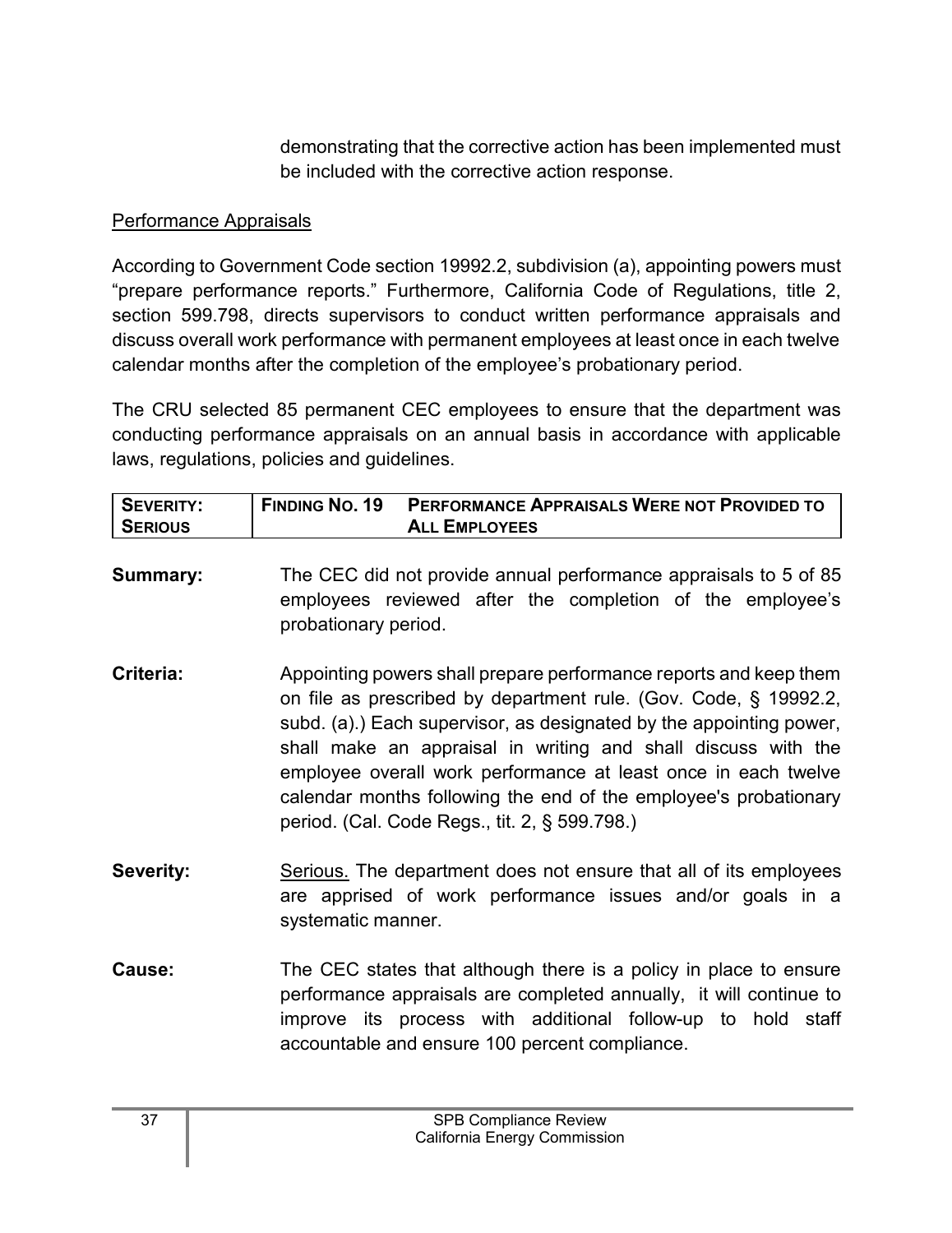demonstrating that the corrective action has been implemented must be included with the corrective action response.

Performance Appraisals

According to Government Code section 19992.2, subdivision (a), appointing powers must "prepare performance reports." Furthermore, California Code of Regulations, title 2, section 599.798, directs supervisors to conduct written performance appraisals and discuss overall work performance with permanent employees at least once in each twelve calendar months after the completion of the employee's probationary period.

The CRU selected 85 permanent CEC employees to ensure that the department was conducting performance appraisals on an annual basis in accordance with applicable laws, regulations, policies and guidelines.

| **SEVERITY: SERIOUS** | **FINDING NO. 19** | **PERFORMANCE APPRAISALS WERE NOT PROVIDED TO ALL EMPLOYEES** |
|---|---|---|

**Summary:** The CEC did not provide annual performance appraisals to 5 of 85 employees reviewed after the completion of the employee's probationary period.

**Criteria:** Appointing powers shall prepare performance reports and keep them on file as prescribed by department rule. (Gov. Code, § 19992.2, subd. (a).) Each supervisor, as designated by the appointing power, shall make an appraisal in writing and shall discuss with the employee overall work performance at least once in each twelve calendar months following the end of the employee's probationary period. (Cal. Code Regs., tit. 2, § 599.798.)

**Severity:** Serious. The department does not ensure that all of its employees are apprised of work performance issues and/or goals in a systematic manner.

**Cause:** The CEC states that although there is a policy in place to ensure performance appraisals are completed annually, it will continue to improve its process with additional follow-up to hold staff accountable and ensure 100 percent compliance.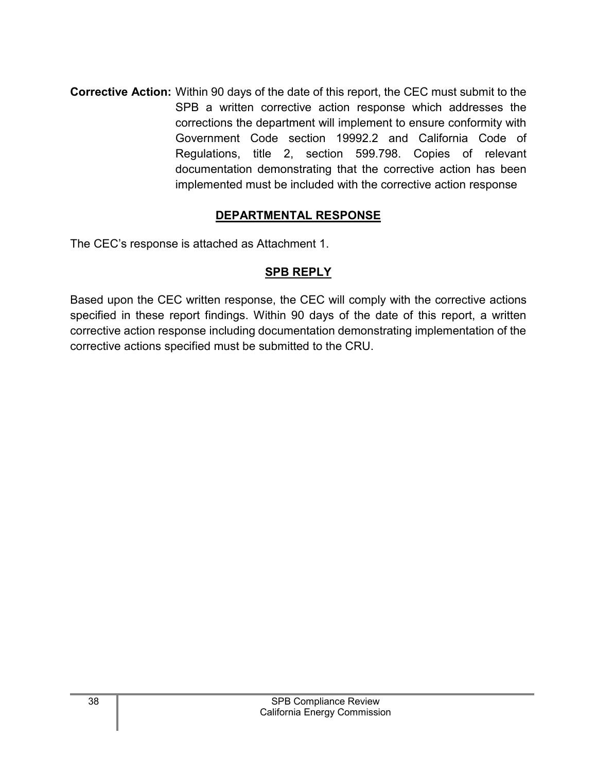**Corrective Action:** Within 90 days of the date of this report, the CEC must submit to the SPB a written corrective action response which addresses the corrections the department will implement to ensure conformity with Government Code section 19992.2 and California Code of Regulations, title 2, section 599.798. Copies of relevant documentation demonstrating that the corrective action has been implemented must be included with the corrective action response

## DEPARTMENTAL RESPONSE

The CEC's response is attached as Attachment 1.

## SPB REPLY

Based upon the CEC written response, the CEC will comply with the corrective actions specified in these report findings. Within 90 days of the date of this report, a written corrective action response including documentation demonstrating implementation of the corrective actions specified must be submitted to the CRU.